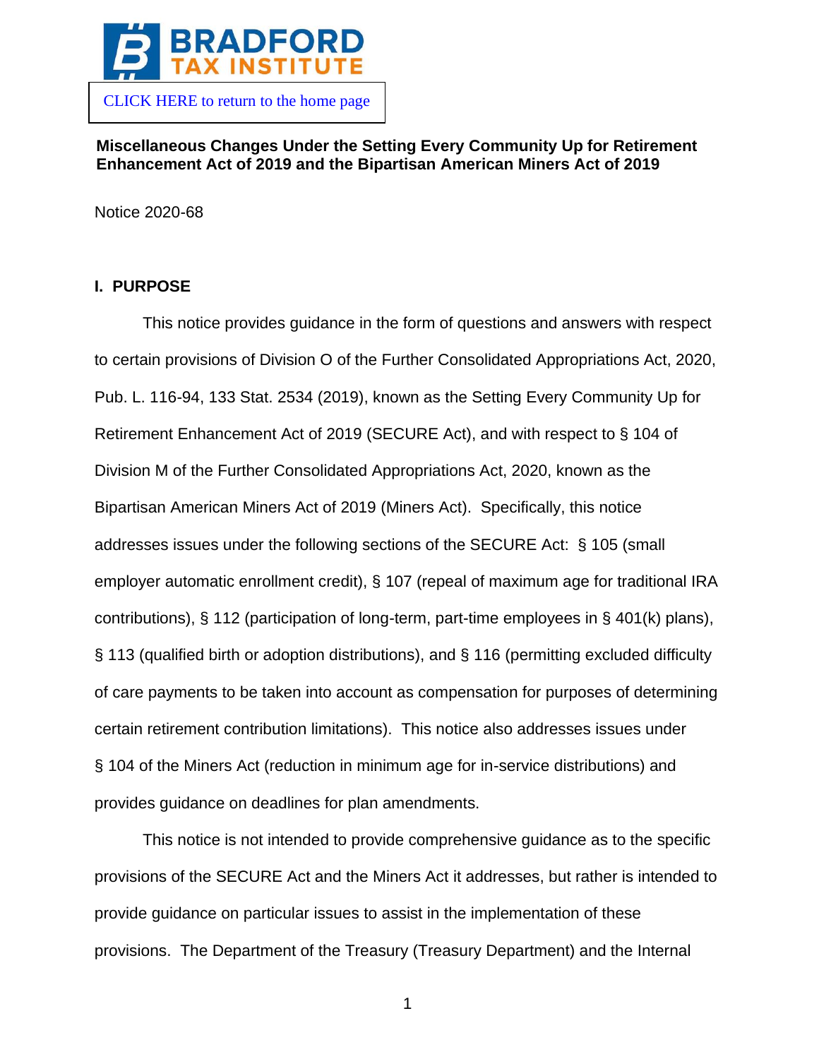CLICK HERE to return to the home page

**Miscellaneous Changes Under the Setting Every Community Up for Retirement Enhancement Act of 2019 and the Bipartisan American Miners Act of 2019**

Notice 2020-68

## I. PURPOSE

This notice provides guidance in the form of questions and answers with respect to certain provisions of Division O of the Further Consolidated Appropriations Act, 2020, Pub. L. 116-94, 133 Stat. 2534 (2019), known as the Setting Every Community Up for Retirement Enhancement Act of 2019 (SECURE Act), and with respect to § 104 of Division M of the Further Consolidated Appropriations Act, 2020, known as the Bipartisan American Miners Act of 2019 (Miners Act). Specifically, this notice addresses issues under the following sections of the SECURE Act: § 105 (small employer automatic enrollment credit), § 107 (repeal of maximum age for traditional IRA contributions), § 112 (participation of long-term, part-time employees in § 401(k) plans), § 113 (qualified birth or adoption distributions), and § 116 (permitting excluded difficulty of care payments to be taken into account as compensation for purposes of determining certain retirement contribution limitations). This notice also addresses issues under § 104 of the Miners Act (reduction in minimum age for in-service distributions) and provides guidance on deadlines for plan amendments.

This notice is not intended to provide comprehensive guidance as to the specific provisions of the SECURE Act and the Miners Act it addresses, but rather is intended to provide guidance on particular issues to assist in the implementation of these provisions. The Department of the Treasury (Treasury Department) and the Internal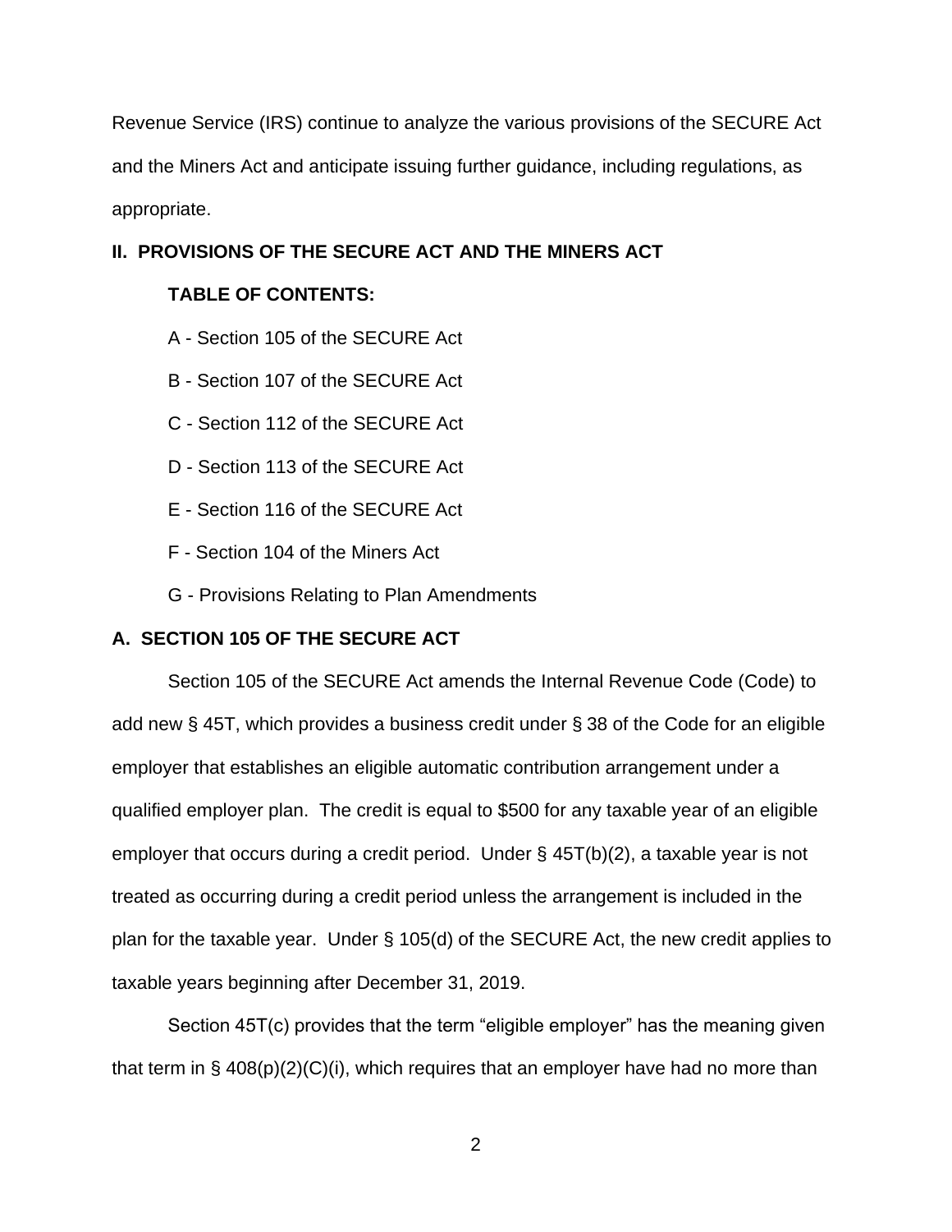Revenue Service (IRS) continue to analyze the various provisions of the SECURE Act and the Miners Act and anticipate issuing further guidance, including regulations, as appropriate.

## II. PROVISIONS OF THE SECURE ACT AND THE MINERS ACT

**TABLE OF CONTENTS:**

A - Section 105 of the SECURE Act

B - Section 107 of the SECURE Act

C - Section 112 of the SECURE Act

D - Section 113 of the SECURE Act

E - Section 116 of the SECURE Act

F - Section 104 of the Miners Act

G - Provisions Relating to Plan Amendments

### A. SECTION 105 OF THE SECURE ACT

Section 105 of the SECURE Act amends the Internal Revenue Code (Code) to add new § 45T, which provides a business credit under § 38 of the Code for an eligible employer that establishes an eligible automatic contribution arrangement under a qualified employer plan. The credit is equal to $500 for any taxable year of an eligible employer that occurs during a credit period. Under § 45T(b)(2), a taxable year is not treated as occurring during a credit period unless the arrangement is included in the plan for the taxable year. Under § 105(d) of the SECURE Act, the new credit applies to taxable years beginning after December 31, 2019.

Section 45T(c) provides that the term "eligible employer" has the meaning given that term in § 408(p)(2)(C)(i), which requires that an employer have had no more than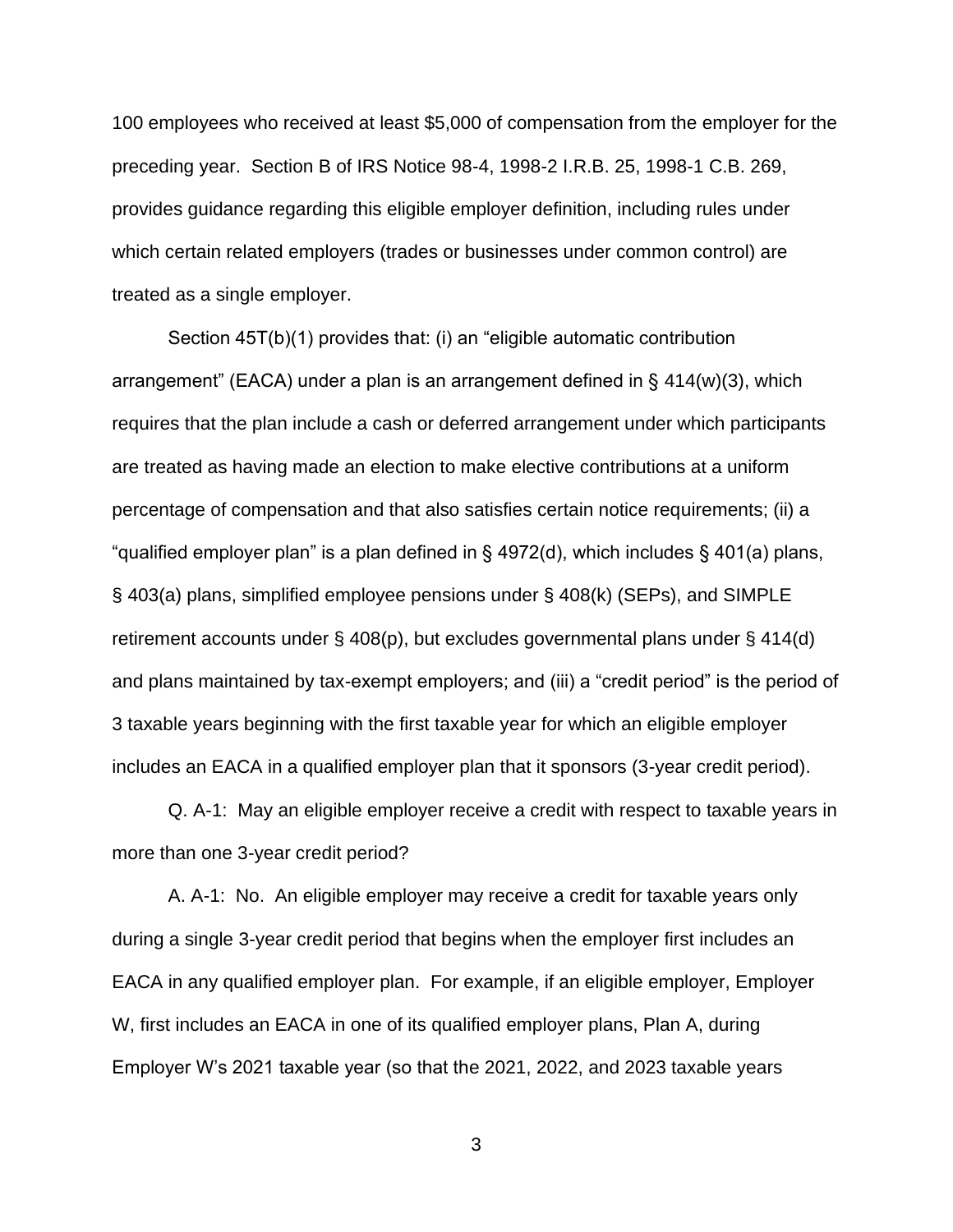100 employees who received at least $5,000 of compensation from the employer for the preceding year. Section B of IRS Notice 98-4, 1998-2 I.R.B. 25, 1998-1 C.B. 269, provides guidance regarding this eligible employer definition, including rules under which certain related employers (trades or businesses under common control) are treated as a single employer.

Section 45T(b)(1) provides that: (i) an "eligible automatic contribution arrangement" (EACA) under a plan is an arrangement defined in § 414(w)(3), which requires that the plan include a cash or deferred arrangement under which participants are treated as having made an election to make elective contributions at a uniform percentage of compensation and that also satisfies certain notice requirements; (ii) a "qualified employer plan" is a plan defined in § 4972(d), which includes § 401(a) plans, § 403(a) plans, simplified employee pensions under § 408(k) (SEPs), and SIMPLE retirement accounts under § 408(p), but excludes governmental plans under § 414(d) and plans maintained by tax-exempt employers; and (iii) a "credit period" is the period of 3 taxable years beginning with the first taxable year for which an eligible employer includes an EACA in a qualified employer plan that it sponsors (3-year credit period).

Q. A-1: May an eligible employer receive a credit with respect to taxable years in more than one 3-year credit period?

A. A-1: No. An eligible employer may receive a credit for taxable years only during a single 3-year credit period that begins when the employer first includes an EACA in any qualified employer plan. For example, if an eligible employer, Employer W, first includes an EACA in one of its qualified employer plans, Plan A, during Employer W's 2021 taxable year (so that the 2021, 2022, and 2023 taxable years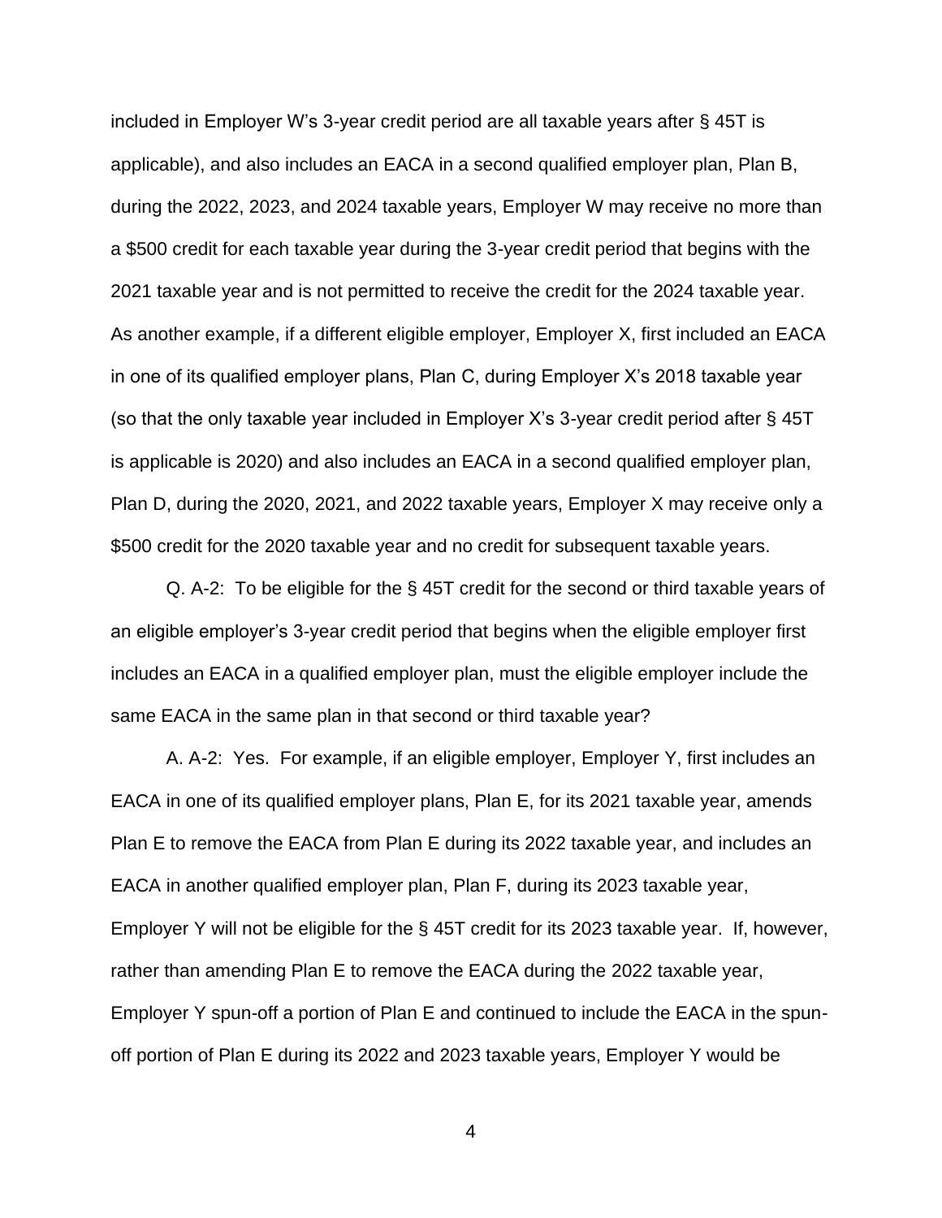included in Employer W's 3-year credit period are all taxable years after § 45T is applicable), and also includes an EACA in a second qualified employer plan, Plan B, during the 2022, 2023, and 2024 taxable years, Employer W may receive no more than a $500 credit for each taxable year during the 3-year credit period that begins with the 2021 taxable year and is not permitted to receive the credit for the 2024 taxable year. As another example, if a different eligible employer, Employer X, first included an EACA in one of its qualified employer plans, Plan C, during Employer X's 2018 taxable year (so that the only taxable year included in Employer X's 3-year credit period after § 45T is applicable is 2020) and also includes an EACA in a second qualified employer plan, Plan D, during the 2020, 2021, and 2022 taxable years, Employer X may receive only a $500 credit for the 2020 taxable year and no credit for subsequent taxable years.

Q. A-2: To be eligible for the § 45T credit for the second or third taxable years of an eligible employer's 3-year credit period that begins when the eligible employer first includes an EACA in a qualified employer plan, must the eligible employer include the same EACA in the same plan in that second or third taxable year?

A. A-2: Yes. For example, if an eligible employer, Employer Y, first includes an EACA in one of its qualified employer plans, Plan E, for its 2021 taxable year, amends Plan E to remove the EACA from Plan E during its 2022 taxable year, and includes an EACA in another qualified employer plan, Plan F, during its 2023 taxable year, Employer Y will not be eligible for the § 45T credit for its 2023 taxable year. If, however, rather than amending Plan E to remove the EACA during the 2022 taxable year, Employer Y spun-off a portion of Plan E and continued to include the EACA in the spun-off portion of Plan E during its 2022 and 2023 taxable years, Employer Y would be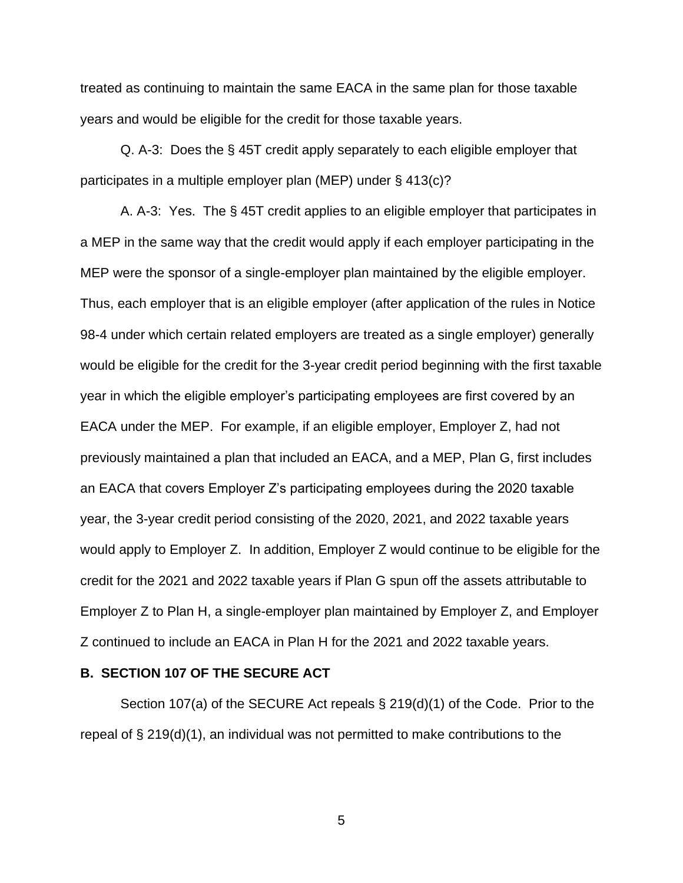treated as continuing to maintain the same EACA in the same plan for those taxable years and would be eligible for the credit for those taxable years.

Q. A-3: Does the § 45T credit apply separately to each eligible employer that participates in a multiple employer plan (MEP) under § 413(c)?

A. A-3: Yes. The § 45T credit applies to an eligible employer that participates in a MEP in the same way that the credit would apply if each employer participating in the MEP were the sponsor of a single-employer plan maintained by the eligible employer. Thus, each employer that is an eligible employer (after application of the rules in Notice 98-4 under which certain related employers are treated as a single employer) generally would be eligible for the credit for the 3-year credit period beginning with the first taxable year in which the eligible employer's participating employees are first covered by an EACA under the MEP. For example, if an eligible employer, Employer Z, had not previously maintained a plan that included an EACA, and a MEP, Plan G, first includes an EACA that covers Employer Z's participating employees during the 2020 taxable year, the 3-year credit period consisting of the 2020, 2021, and 2022 taxable years would apply to Employer Z. In addition, Employer Z would continue to be eligible for the credit for the 2021 and 2022 taxable years if Plan G spun off the assets attributable to Employer Z to Plan H, a single-employer plan maintained by Employer Z, and Employer Z continued to include an EACA in Plan H for the 2021 and 2022 taxable years.

**B. SECTION 107 OF THE SECURE ACT**

Section 107(a) of the SECURE Act repeals § 219(d)(1) of the Code. Prior to the repeal of § 219(d)(1), an individual was not permitted to make contributions to the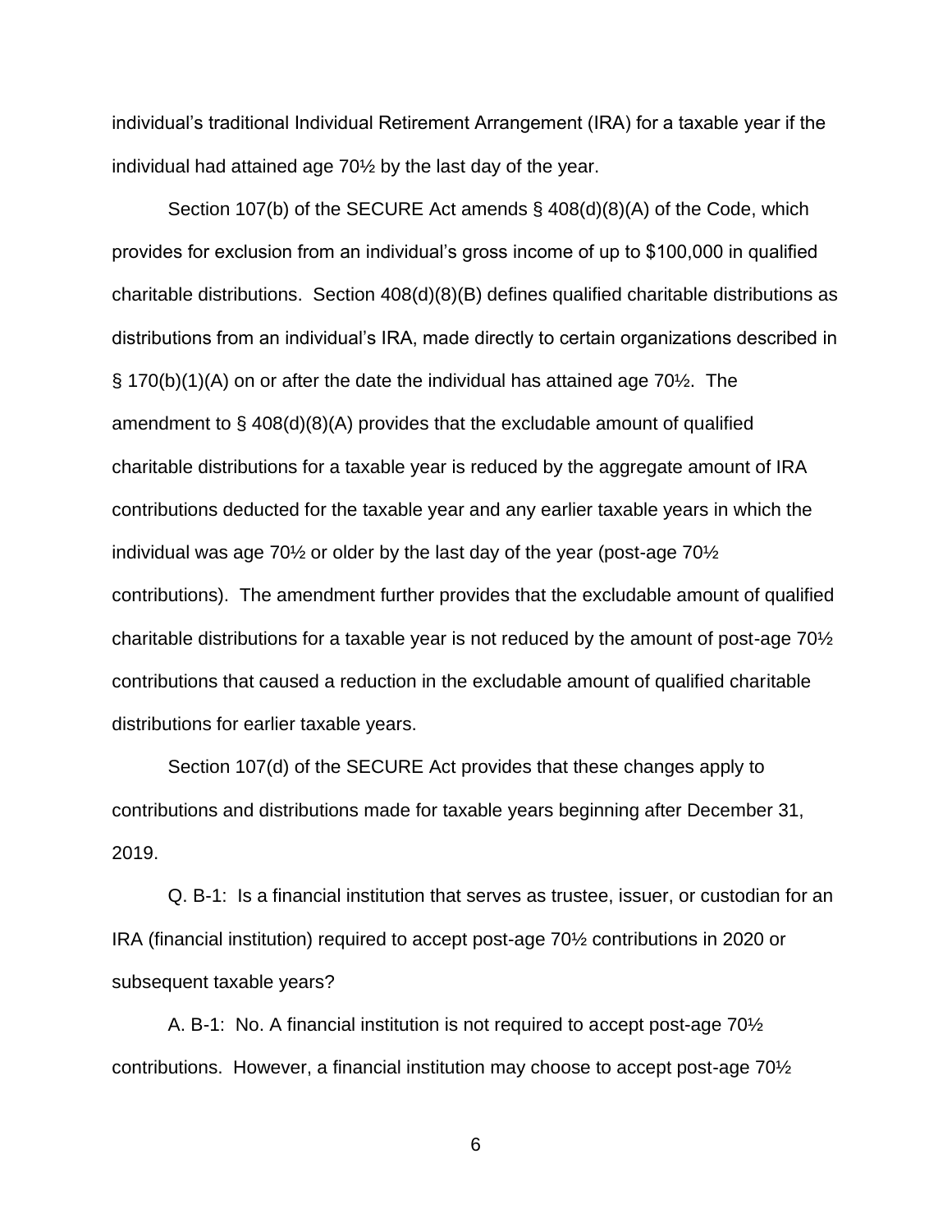individual's traditional Individual Retirement Arrangement (IRA) for a taxable year if the individual had attained age 70½ by the last day of the year.

Section 107(b) of the SECURE Act amends § 408(d)(8)(A) of the Code, which provides for exclusion from an individual's gross income of up to $100,000 in qualified charitable distributions. Section 408(d)(8)(B) defines qualified charitable distributions as distributions from an individual's IRA, made directly to certain organizations described in § 170(b)(1)(A) on or after the date the individual has attained age 70½. The amendment to § 408(d)(8)(A) provides that the excludable amount of qualified charitable distributions for a taxable year is reduced by the aggregate amount of IRA contributions deducted for the taxable year and any earlier taxable years in which the individual was age 70½ or older by the last day of the year (post-age 70½ contributions). The amendment further provides that the excludable amount of qualified charitable distributions for a taxable year is not reduced by the amount of post-age 70½ contributions that caused a reduction in the excludable amount of qualified charitable distributions for earlier taxable years.

Section 107(d) of the SECURE Act provides that these changes apply to contributions and distributions made for taxable years beginning after December 31, 2019.

Q. B-1: Is a financial institution that serves as trustee, issuer, or custodian for an IRA (financial institution) required to accept post-age 70½ contributions in 2020 or subsequent taxable years?

A. B-1: No. A financial institution is not required to accept post-age 70½ contributions. However, a financial institution may choose to accept post-age 70½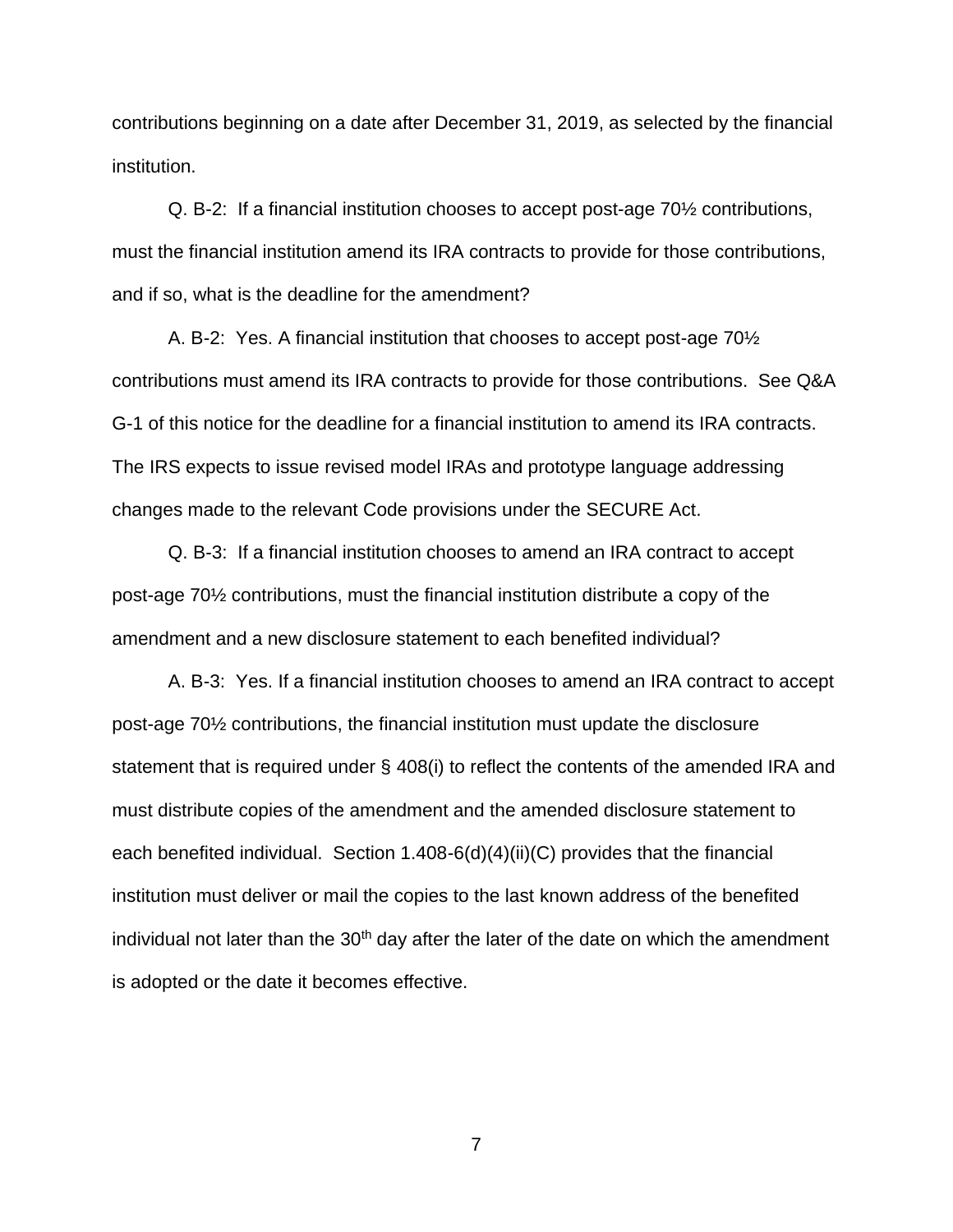contributions beginning on a date after December 31, 2019, as selected by the financial institution.

Q. B-2: If a financial institution chooses to accept post-age 70½ contributions, must the financial institution amend its IRA contracts to provide for those contributions, and if so, what is the deadline for the amendment?

A. B-2: Yes. A financial institution that chooses to accept post-age 70½ contributions must amend its IRA contracts to provide for those contributions. See Q&A G-1 of this notice for the deadline for a financial institution to amend its IRA contracts. The IRS expects to issue revised model IRAs and prototype language addressing changes made to the relevant Code provisions under the SECURE Act.

Q. B-3: If a financial institution chooses to amend an IRA contract to accept post-age 70½ contributions, must the financial institution distribute a copy of the amendment and a new disclosure statement to each benefited individual?

A. B-3: Yes. If a financial institution chooses to amend an IRA contract to accept post-age 70½ contributions, the financial institution must update the disclosure statement that is required under § 408(i) to reflect the contents of the amended IRA and must distribute copies of the amendment and the amended disclosure statement to each benefited individual. Section 1.408-6(d)(4)(ii)(C) provides that the financial institution must deliver or mail the copies to the last known address of the benefited individual not later than the 30th day after the later of the date on which the amendment is adopted or the date it becomes effective.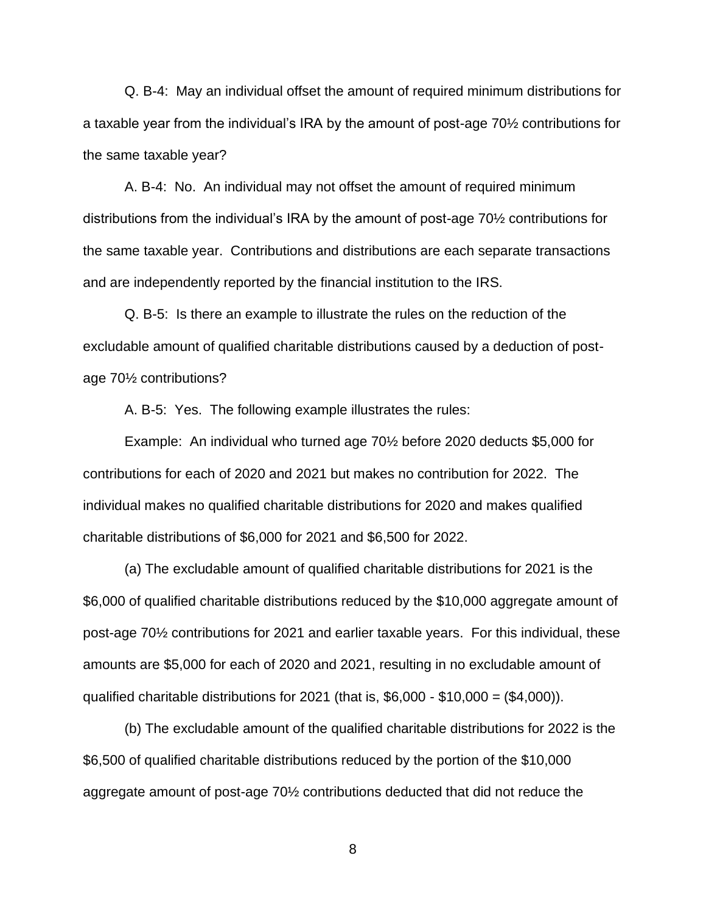Q. B-4: May an individual offset the amount of required minimum distributions for a taxable year from the individual's IRA by the amount of post-age 70½ contributions for the same taxable year?

A. B-4: No. An individual may not offset the amount of required minimum distributions from the individual's IRA by the amount of post-age 70½ contributions for the same taxable year. Contributions and distributions are each separate transactions and are independently reported by the financial institution to the IRS.

Q. B-5: Is there an example to illustrate the rules on the reduction of the excludable amount of qualified charitable distributions caused by a deduction of post-age 70½ contributions?

A. B-5: Yes. The following example illustrates the rules:

Example: An individual who turned age 70½ before 2020 deducts $5,000 for contributions for each of 2020 and 2021 but makes no contribution for 2022. The individual makes no qualified charitable distributions for 2020 and makes qualified charitable distributions of $6,000 for 2021 and $6,500 for 2022.

(a) The excludable amount of qualified charitable distributions for 2021 is the $6,000 of qualified charitable distributions reduced by the $10,000 aggregate amount of post-age 70½ contributions for 2021 and earlier taxable years. For this individual, these amounts are $5,000 for each of 2020 and 2021, resulting in no excludable amount of qualified charitable distributions for 2021 (that is, $6,000 - $10,000 = ($4,000)).

(b) The excludable amount of the qualified charitable distributions for 2022 is the $6,500 of qualified charitable distributions reduced by the portion of the $10,000 aggregate amount of post-age 70½ contributions deducted that did not reduce the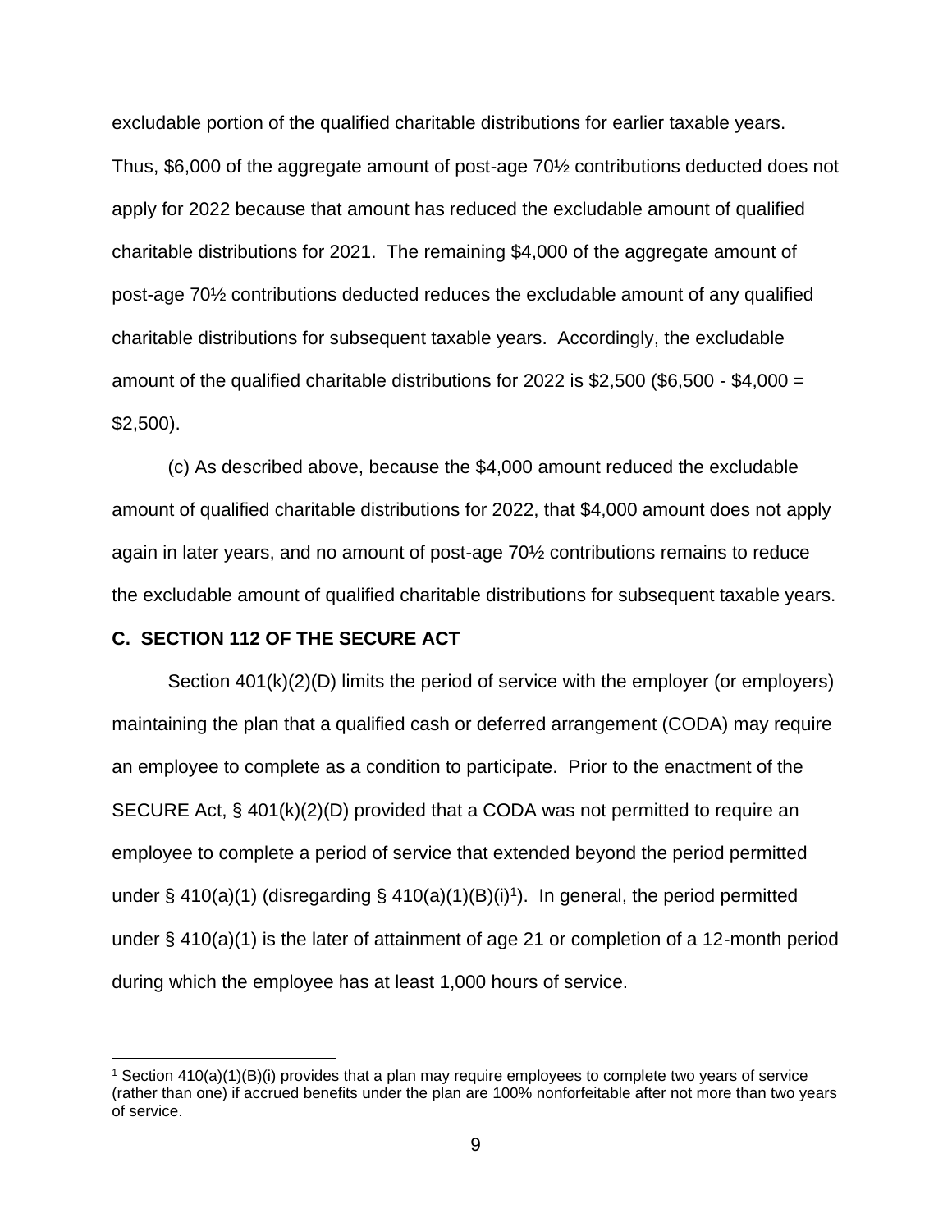excludable portion of the qualified charitable distributions for earlier taxable years. Thus, $6,000 of the aggregate amount of post-age 70½ contributions deducted does not apply for 2022 because that amount has reduced the excludable amount of qualified charitable distributions for 2021. The remaining $4,000 of the aggregate amount of post-age 70½ contributions deducted reduces the excludable amount of any qualified charitable distributions for subsequent taxable years. Accordingly, the excludable amount of the qualified charitable distributions for 2022 is $2,500 ($6,500 - $4,000 = $2,500).

(c) As described above, because the $4,000 amount reduced the excludable amount of qualified charitable distributions for 2022, that $4,000 amount does not apply again in later years, and no amount of post-age 70½ contributions remains to reduce the excludable amount of qualified charitable distributions for subsequent taxable years.

**C. SECTION 112 OF THE SECURE ACT**

Section 401(k)(2)(D) limits the period of service with the employer (or employers) maintaining the plan that a qualified cash or deferred arrangement (CODA) may require an employee to complete as a condition to participate. Prior to the enactment of the SECURE Act, § 401(k)(2)(D) provided that a CODA was not permitted to require an employee to complete a period of service that extended beyond the period permitted under § 410(a)(1) (disregarding § 410(a)(1)(B)(i)[1]). In general, the period permitted under § 410(a)(1) is the later of attainment of age 21 or completion of a 12-month period during which the employee has at least 1,000 hours of service.

[1] Section 410(a)(1)(B)(i) provides that a plan may require employees to complete two years of service (rather than one) if accrued benefits under the plan are 100% nonforfeitable after not more than two years of service.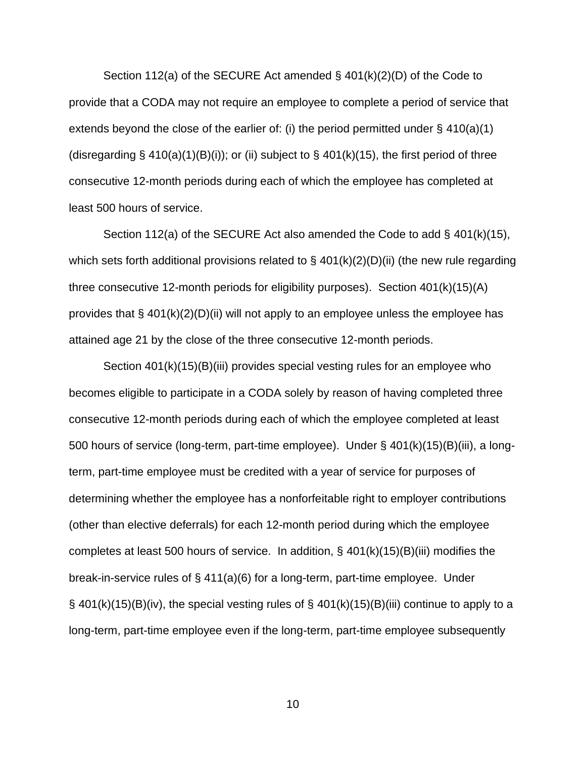Section 112(a) of the SECURE Act amended § 401(k)(2)(D) of the Code to provide that a CODA may not require an employee to complete a period of service that extends beyond the close of the earlier of: (i) the period permitted under § 410(a)(1) (disregarding § 410(a)(1)(B)(i)); or (ii) subject to § 401(k)(15), the first period of three consecutive 12-month periods during each of which the employee has completed at least 500 hours of service.

Section 112(a) of the SECURE Act also amended the Code to add § 401(k)(15), which sets forth additional provisions related to § 401(k)(2)(D)(ii) (the new rule regarding three consecutive 12-month periods for eligibility purposes). Section 401(k)(15)(A) provides that § 401(k)(2)(D)(ii) will not apply to an employee unless the employee has attained age 21 by the close of the three consecutive 12-month periods.

Section 401(k)(15)(B)(iii) provides special vesting rules for an employee who becomes eligible to participate in a CODA solely by reason of having completed three consecutive 12-month periods during each of which the employee completed at least 500 hours of service (long-term, part-time employee). Under § 401(k)(15)(B)(iii), a long-term, part-time employee must be credited with a year of service for purposes of determining whether the employee has a nonforfeitable right to employer contributions (other than elective deferrals) for each 12-month period during which the employee completes at least 500 hours of service. In addition, § 401(k)(15)(B)(iii) modifies the break-in-service rules of § 411(a)(6) for a long-term, part-time employee. Under § 401(k)(15)(B)(iv), the special vesting rules of § 401(k)(15)(B)(iii) continue to apply to a long-term, part-time employee even if the long-term, part-time employee subsequently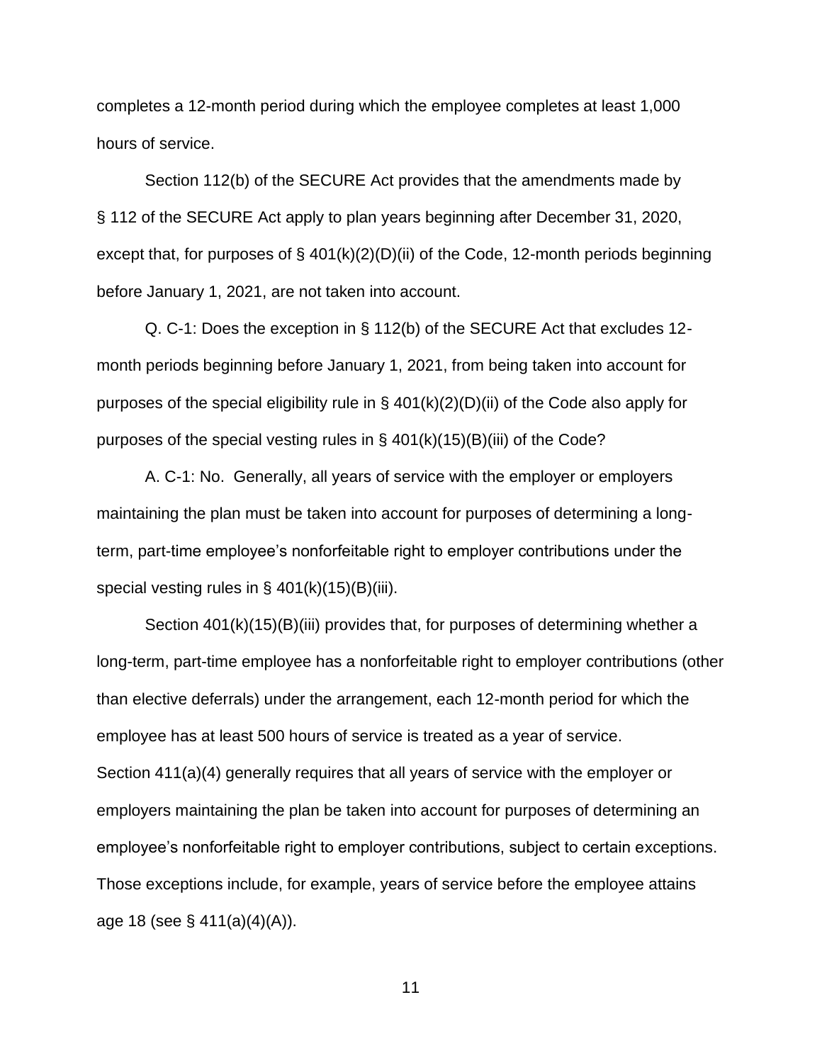completes a 12-month period during which the employee completes at least 1,000 hours of service.

Section 112(b) of the SECURE Act provides that the amendments made by § 112 of the SECURE Act apply to plan years beginning after December 31, 2020, except that, for purposes of § 401(k)(2)(D)(ii) of the Code, 12-month periods beginning before January 1, 2021, are not taken into account.

Q. C-1: Does the exception in § 112(b) of the SECURE Act that excludes 12-month periods beginning before January 1, 2021, from being taken into account for purposes of the special eligibility rule in § 401(k)(2)(D)(ii) of the Code also apply for purposes of the special vesting rules in § 401(k)(15)(B)(iii) of the Code?

A. C-1: No. Generally, all years of service with the employer or employers maintaining the plan must be taken into account for purposes of determining a long-term, part-time employee's nonforfeitable right to employer contributions under the special vesting rules in § 401(k)(15)(B)(iii).

Section 401(k)(15)(B)(iii) provides that, for purposes of determining whether a long-term, part-time employee has a nonforfeitable right to employer contributions (other than elective deferrals) under the arrangement, each 12-month period for which the employee has at least 500 hours of service is treated as a year of service. Section 411(a)(4) generally requires that all years of service with the employer or employers maintaining the plan be taken into account for purposes of determining an employee's nonforfeitable right to employer contributions, subject to certain exceptions. Those exceptions include, for example, years of service before the employee attains age 18 (see § 411(a)(4)(A)).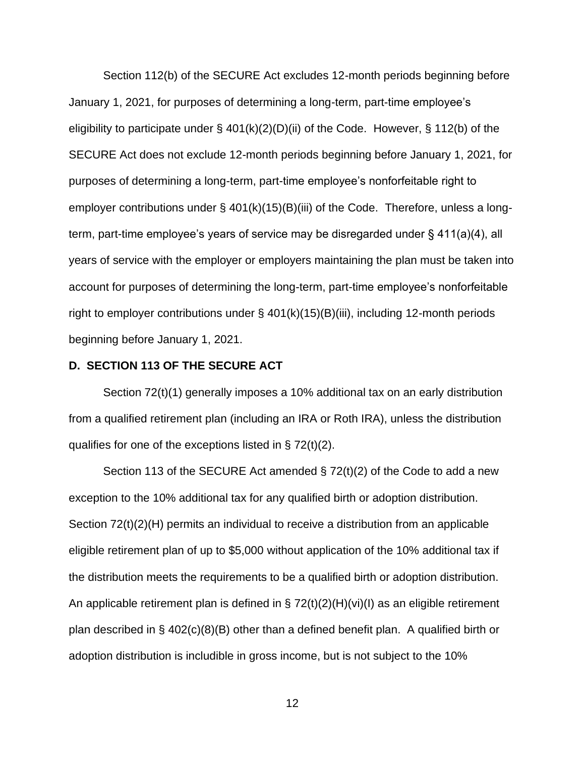Section 112(b) of the SECURE Act excludes 12-month periods beginning before January 1, 2021, for purposes of determining a long-term, part-time employee's eligibility to participate under § 401(k)(2)(D)(ii) of the Code. However, § 112(b) of the SECURE Act does not exclude 12-month periods beginning before January 1, 2021, for purposes of determining a long-term, part-time employee's nonforfeitable right to employer contributions under § 401(k)(15)(B)(iii) of the Code. Therefore, unless a long-term, part-time employee's years of service may be disregarded under § 411(a)(4), all years of service with the employer or employers maintaining the plan must be taken into account for purposes of determining the long-term, part-time employee's nonforfeitable right to employer contributions under § 401(k)(15)(B)(iii), including 12-month periods beginning before January 1, 2021.

**D. SECTION 113 OF THE SECURE ACT**

Section 72(t)(1) generally imposes a 10% additional tax on an early distribution from a qualified retirement plan (including an IRA or Roth IRA), unless the distribution qualifies for one of the exceptions listed in § 72(t)(2).

Section 113 of the SECURE Act amended § 72(t)(2) of the Code to add a new exception to the 10% additional tax for any qualified birth or adoption distribution. Section 72(t)(2)(H) permits an individual to receive a distribution from an applicable eligible retirement plan of up to $5,000 without application of the 10% additional tax if the distribution meets the requirements to be a qualified birth or adoption distribution. An applicable retirement plan is defined in § 72(t)(2)(H)(vi)(I) as an eligible retirement plan described in § 402(c)(8)(B) other than a defined benefit plan. A qualified birth or adoption distribution is includible in gross income, but is not subject to the 10%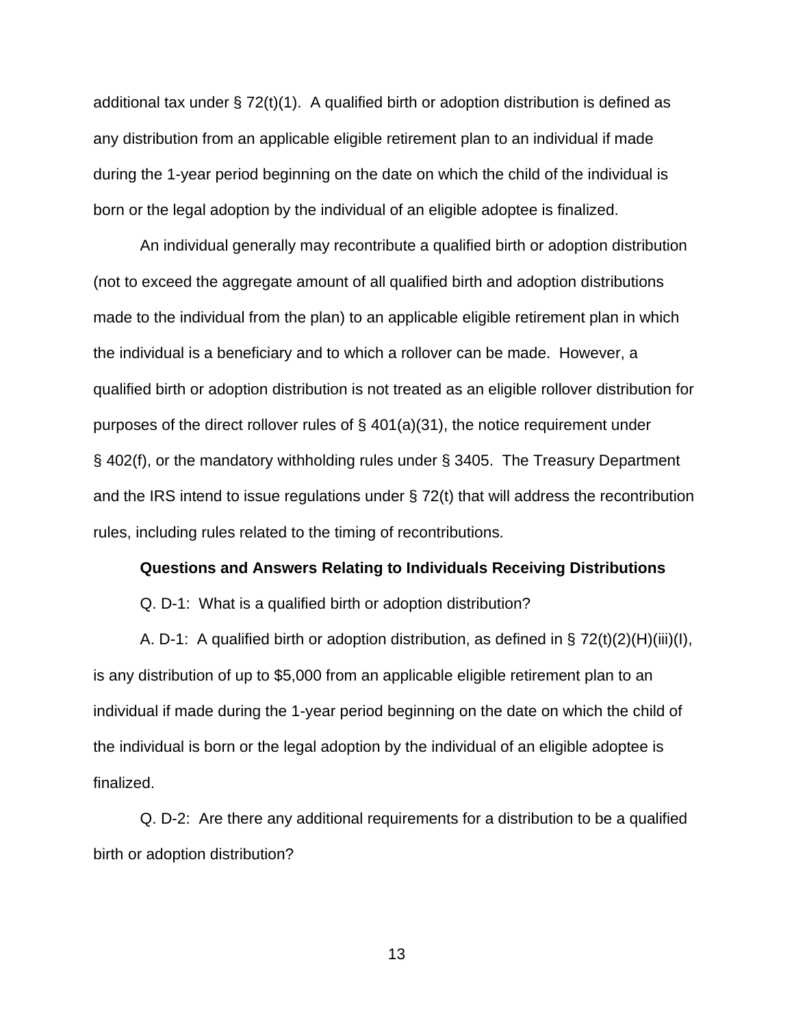additional tax under § 72(t)(1). A qualified birth or adoption distribution is defined as any distribution from an applicable eligible retirement plan to an individual if made during the 1-year period beginning on the date on which the child of the individual is born or the legal adoption by the individual of an eligible adoptee is finalized.

An individual generally may recontribute a qualified birth or adoption distribution (not to exceed the aggregate amount of all qualified birth and adoption distributions made to the individual from the plan) to an applicable eligible retirement plan in which the individual is a beneficiary and to which a rollover can be made. However, a qualified birth or adoption distribution is not treated as an eligible rollover distribution for purposes of the direct rollover rules of § 401(a)(31), the notice requirement under § 402(f), or the mandatory withholding rules under § 3405. The Treasury Department and the IRS intend to issue regulations under § 72(t) that will address the recontribution rules, including rules related to the timing of recontributions.

**Questions and Answers Relating to Individuals Receiving Distributions**

Q. D-1: What is a qualified birth or adoption distribution?

A. D-1: A qualified birth or adoption distribution, as defined in § 72(t)(2)(H)(iii)(I), is any distribution of up to $5,000 from an applicable eligible retirement plan to an individual if made during the 1-year period beginning on the date on which the child of the individual is born or the legal adoption by the individual of an eligible adoptee is finalized.

Q. D-2: Are there any additional requirements for a distribution to be a qualified birth or adoption distribution?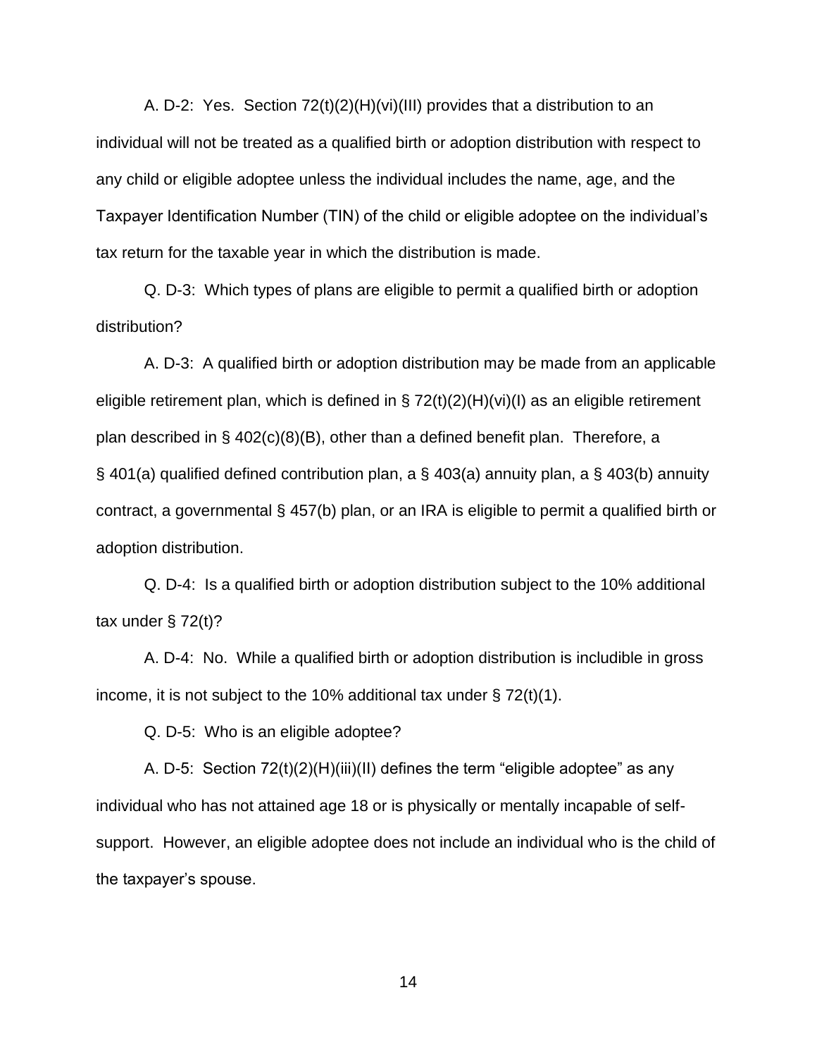A. D-2: Yes. Section 72(t)(2)(H)(vi)(III) provides that a distribution to an individual will not be treated as a qualified birth or adoption distribution with respect to any child or eligible adoptee unless the individual includes the name, age, and the Taxpayer Identification Number (TIN) of the child or eligible adoptee on the individual's tax return for the taxable year in which the distribution is made.

Q. D-3: Which types of plans are eligible to permit a qualified birth or adoption distribution?

A. D-3: A qualified birth or adoption distribution may be made from an applicable eligible retirement plan, which is defined in § 72(t)(2)(H)(vi)(I) as an eligible retirement plan described in § 402(c)(8)(B), other than a defined benefit plan. Therefore, a § 401(a) qualified defined contribution plan, a § 403(a) annuity plan, a § 403(b) annuity contract, a governmental § 457(b) plan, or an IRA is eligible to permit a qualified birth or adoption distribution.

Q. D-4: Is a qualified birth or adoption distribution subject to the 10% additional tax under § 72(t)?

A. D-4: No. While a qualified birth or adoption distribution is includible in gross income, it is not subject to the 10% additional tax under § 72(t)(1).

Q. D-5: Who is an eligible adoptee?

A. D-5: Section 72(t)(2)(H)(iii)(II) defines the term "eligible adoptee" as any individual who has not attained age 18 or is physically or mentally incapable of self-support. However, an eligible adoptee does not include an individual who is the child of the taxpayer's spouse.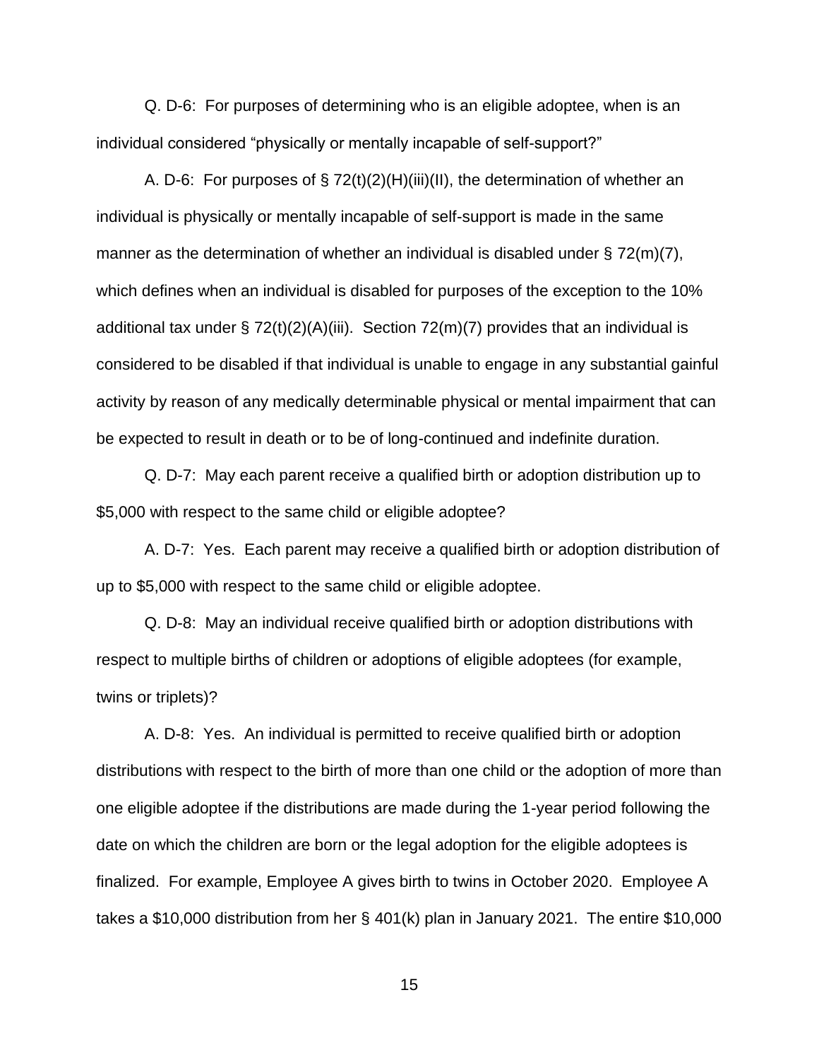Q. D-6: For purposes of determining who is an eligible adoptee, when is an individual considered "physically or mentally incapable of self-support?"

A. D-6: For purposes of § 72(t)(2)(H)(iii)(II), the determination of whether an individual is physically or mentally incapable of self-support is made in the same manner as the determination of whether an individual is disabled under § 72(m)(7), which defines when an individual is disabled for purposes of the exception to the 10% additional tax under § 72(t)(2)(A)(iii). Section 72(m)(7) provides that an individual is considered to be disabled if that individual is unable to engage in any substantial gainful activity by reason of any medically determinable physical or mental impairment that can be expected to result in death or to be of long-continued and indefinite duration.

Q. D-7: May each parent receive a qualified birth or adoption distribution up to $5,000 with respect to the same child or eligible adoptee?

A. D-7: Yes. Each parent may receive a qualified birth or adoption distribution of up to $5,000 with respect to the same child or eligible adoptee.

Q. D-8: May an individual receive qualified birth or adoption distributions with respect to multiple births of children or adoptions of eligible adoptees (for example, twins or triplets)?

A. D-8: Yes. An individual is permitted to receive qualified birth or adoption distributions with respect to the birth of more than one child or the adoption of more than one eligible adoptee if the distributions are made during the 1-year period following the date on which the children are born or the legal adoption for the eligible adoptees is finalized. For example, Employee A gives birth to twins in October 2020. Employee A takes a $10,000 distribution from her § 401(k) plan in January 2021. The entire $10,000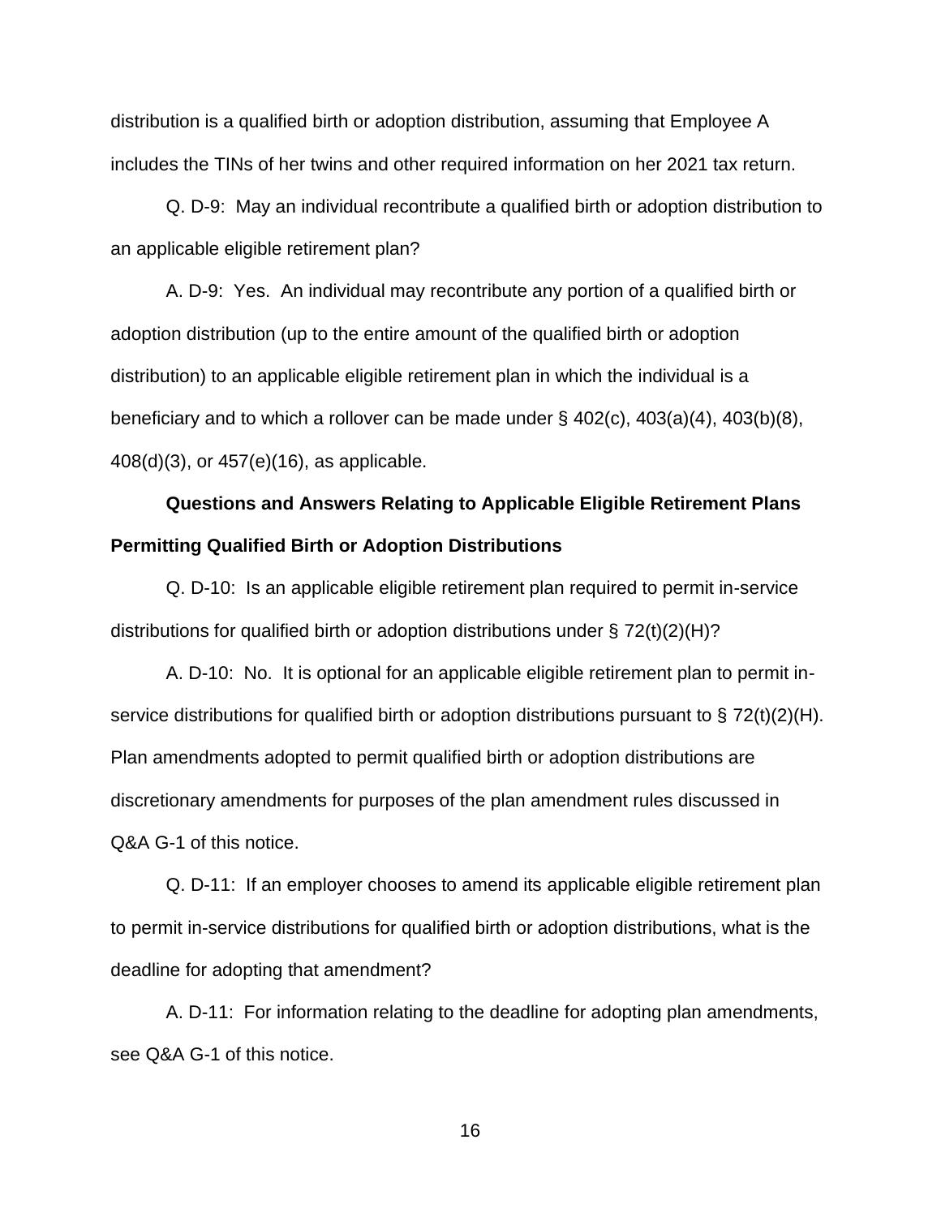distribution is a qualified birth or adoption distribution, assuming that Employee A includes the TINs of her twins and other required information on her 2021 tax return.

Q. D-9: May an individual recontribute a qualified birth or adoption distribution to an applicable eligible retirement plan?

A. D-9: Yes. An individual may recontribute any portion of a qualified birth or adoption distribution (up to the entire amount of the qualified birth or adoption distribution) to an applicable eligible retirement plan in which the individual is a beneficiary and to which a rollover can be made under § 402(c), 403(a)(4), 403(b)(8), 408(d)(3), or 457(e)(16), as applicable.

**Questions and Answers Relating to Applicable Eligible Retirement Plans Permitting Qualified Birth or Adoption Distributions**

Q. D-10: Is an applicable eligible retirement plan required to permit in-service distributions for qualified birth or adoption distributions under § 72(t)(2)(H)?

A. D-10: No. It is optional for an applicable eligible retirement plan to permit in-service distributions for qualified birth or adoption distributions pursuant to § 72(t)(2)(H). Plan amendments adopted to permit qualified birth or adoption distributions are discretionary amendments for purposes of the plan amendment rules discussed in Q&A G-1 of this notice.

Q. D-11: If an employer chooses to amend its applicable eligible retirement plan to permit in-service distributions for qualified birth or adoption distributions, what is the deadline for adopting that amendment?

A. D-11: For information relating to the deadline for adopting plan amendments, see Q&A G-1 of this notice.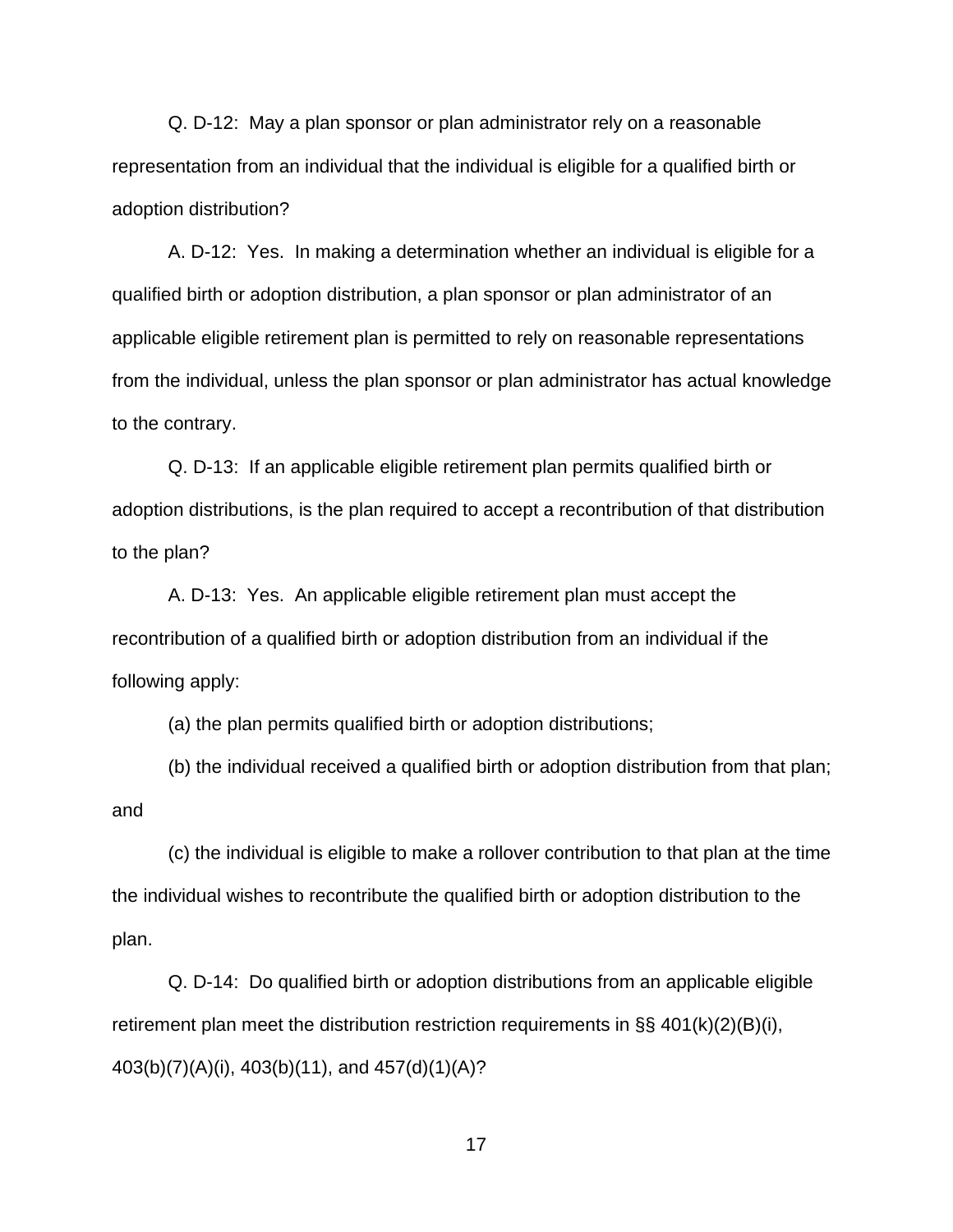Q. D-12: May a plan sponsor or plan administrator rely on a reasonable representation from an individual that the individual is eligible for a qualified birth or adoption distribution?

A. D-12: Yes. In making a determination whether an individual is eligible for a qualified birth or adoption distribution, a plan sponsor or plan administrator of an applicable eligible retirement plan is permitted to rely on reasonable representations from the individual, unless the plan sponsor or plan administrator has actual knowledge to the contrary.

Q. D-13: If an applicable eligible retirement plan permits qualified birth or adoption distributions, is the plan required to accept a recontribution of that distribution to the plan?

A. D-13: Yes. An applicable eligible retirement plan must accept the recontribution of a qualified birth or adoption distribution from an individual if the following apply:

(a) the plan permits qualified birth or adoption distributions;

(b) the individual received a qualified birth or adoption distribution from that plan; and

(c) the individual is eligible to make a rollover contribution to that plan at the time the individual wishes to recontribute the qualified birth or adoption distribution to the plan.

Q. D-14: Do qualified birth or adoption distributions from an applicable eligible retirement plan meet the distribution restriction requirements in §§ 401(k)(2)(B)(i), 403(b)(7)(A)(i), 403(b)(11), and 457(d)(1)(A)?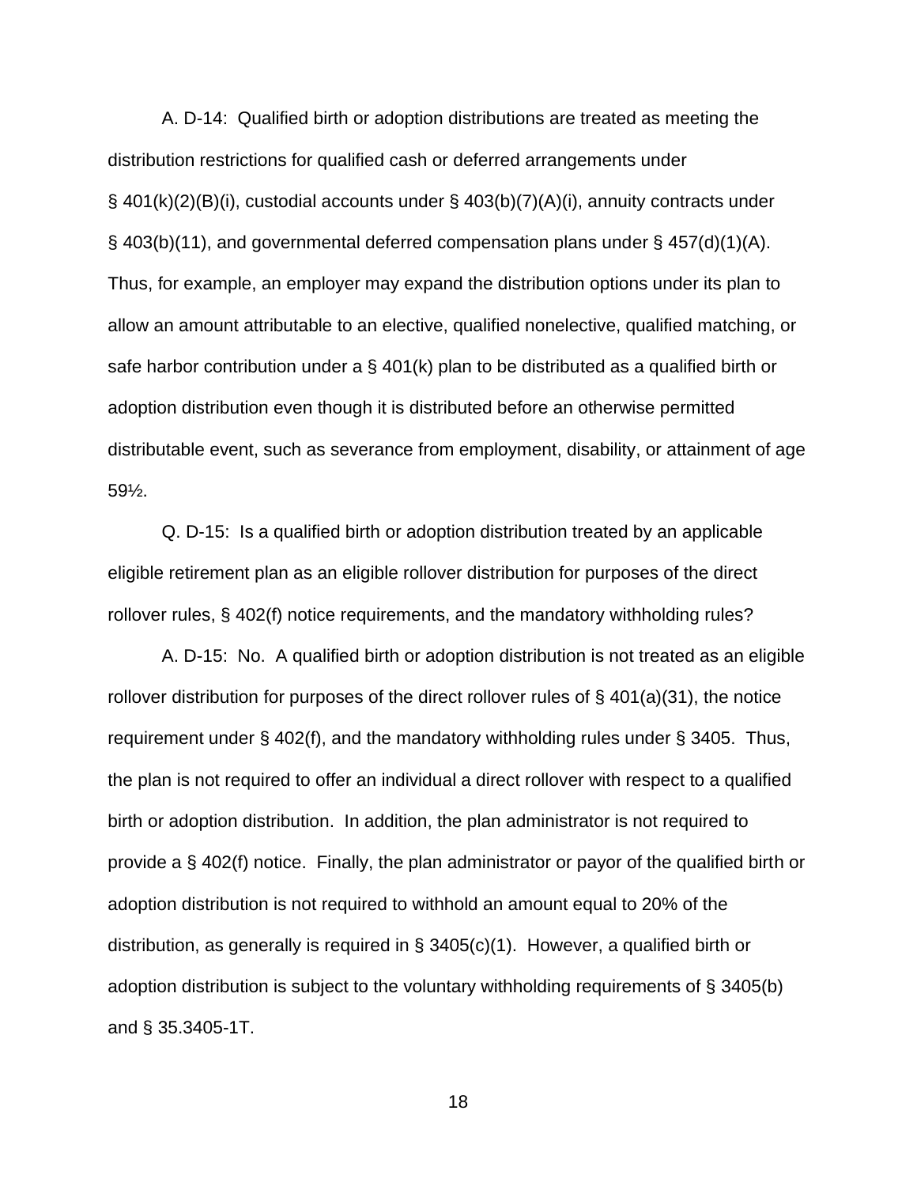A. D-14: Qualified birth or adoption distributions are treated as meeting the distribution restrictions for qualified cash or deferred arrangements under § 401(k)(2)(B)(i), custodial accounts under § 403(b)(7)(A)(i), annuity contracts under § 403(b)(11), and governmental deferred compensation plans under § 457(d)(1)(A). Thus, for example, an employer may expand the distribution options under its plan to allow an amount attributable to an elective, qualified nonelective, qualified matching, or safe harbor contribution under a § 401(k) plan to be distributed as a qualified birth or adoption distribution even though it is distributed before an otherwise permitted distributable event, such as severance from employment, disability, or attainment of age 59½.

Q. D-15: Is a qualified birth or adoption distribution treated by an applicable eligible retirement plan as an eligible rollover distribution for purposes of the direct rollover rules, § 402(f) notice requirements, and the mandatory withholding rules?

A. D-15: No. A qualified birth or adoption distribution is not treated as an eligible rollover distribution for purposes of the direct rollover rules of § 401(a)(31), the notice requirement under § 402(f), and the mandatory withholding rules under § 3405. Thus, the plan is not required to offer an individual a direct rollover with respect to a qualified birth or adoption distribution. In addition, the plan administrator is not required to provide a § 402(f) notice. Finally, the plan administrator or payor of the qualified birth or adoption distribution is not required to withhold an amount equal to 20% of the distribution, as generally is required in § 3405(c)(1). However, a qualified birth or adoption distribution is subject to the voluntary withholding requirements of § 3405(b) and § 35.3405-1T.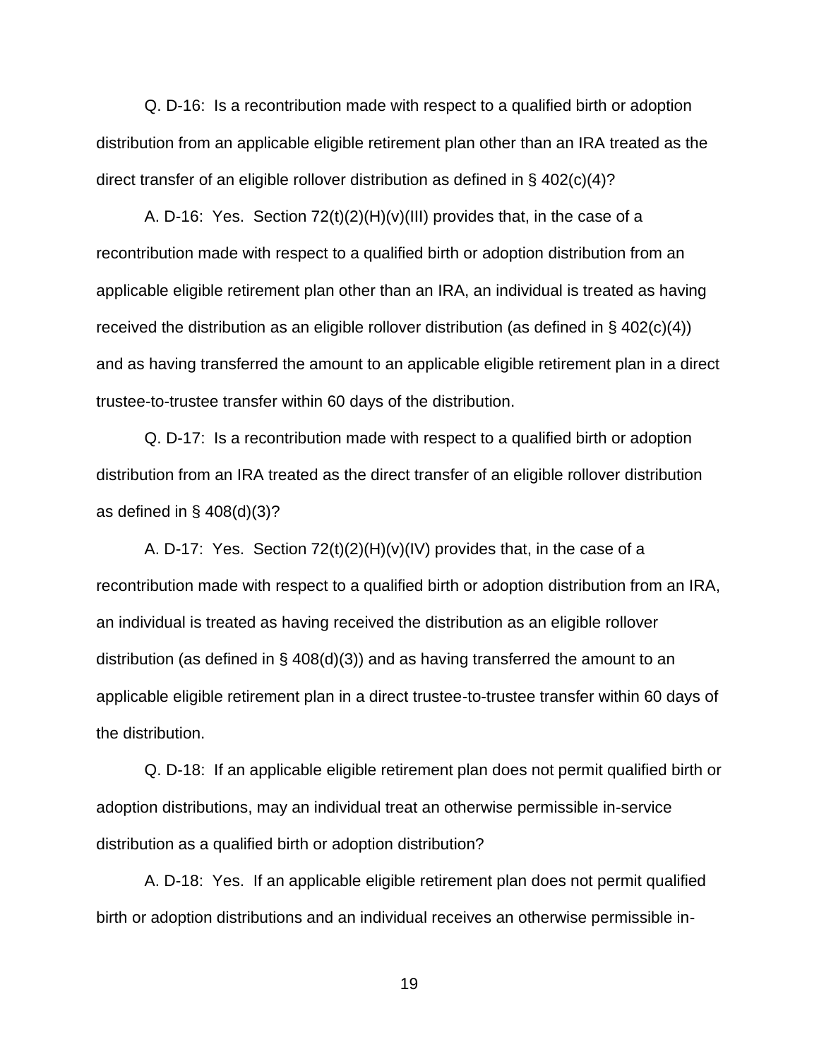Q. D-16: Is a recontribution made with respect to a qualified birth or adoption distribution from an applicable eligible retirement plan other than an IRA treated as the direct transfer of an eligible rollover distribution as defined in § 402(c)(4)?

A. D-16: Yes. Section 72(t)(2)(H)(v)(III) provides that, in the case of a recontribution made with respect to a qualified birth or adoption distribution from an applicable eligible retirement plan other than an IRA, an individual is treated as having received the distribution as an eligible rollover distribution (as defined in § 402(c)(4)) and as having transferred the amount to an applicable eligible retirement plan in a direct trustee-to-trustee transfer within 60 days of the distribution.

Q. D-17: Is a recontribution made with respect to a qualified birth or adoption distribution from an IRA treated as the direct transfer of an eligible rollover distribution as defined in § 408(d)(3)?

A. D-17: Yes. Section 72(t)(2)(H)(v)(IV) provides that, in the case of a recontribution made with respect to a qualified birth or adoption distribution from an IRA, an individual is treated as having received the distribution as an eligible rollover distribution (as defined in § 408(d)(3)) and as having transferred the amount to an applicable eligible retirement plan in a direct trustee-to-trustee transfer within 60 days of the distribution.

Q. D-18: If an applicable eligible retirement plan does not permit qualified birth or adoption distributions, may an individual treat an otherwise permissible in-service distribution as a qualified birth or adoption distribution?

A. D-18: Yes. If an applicable eligible retirement plan does not permit qualified birth or adoption distributions and an individual receives an otherwise permissible in-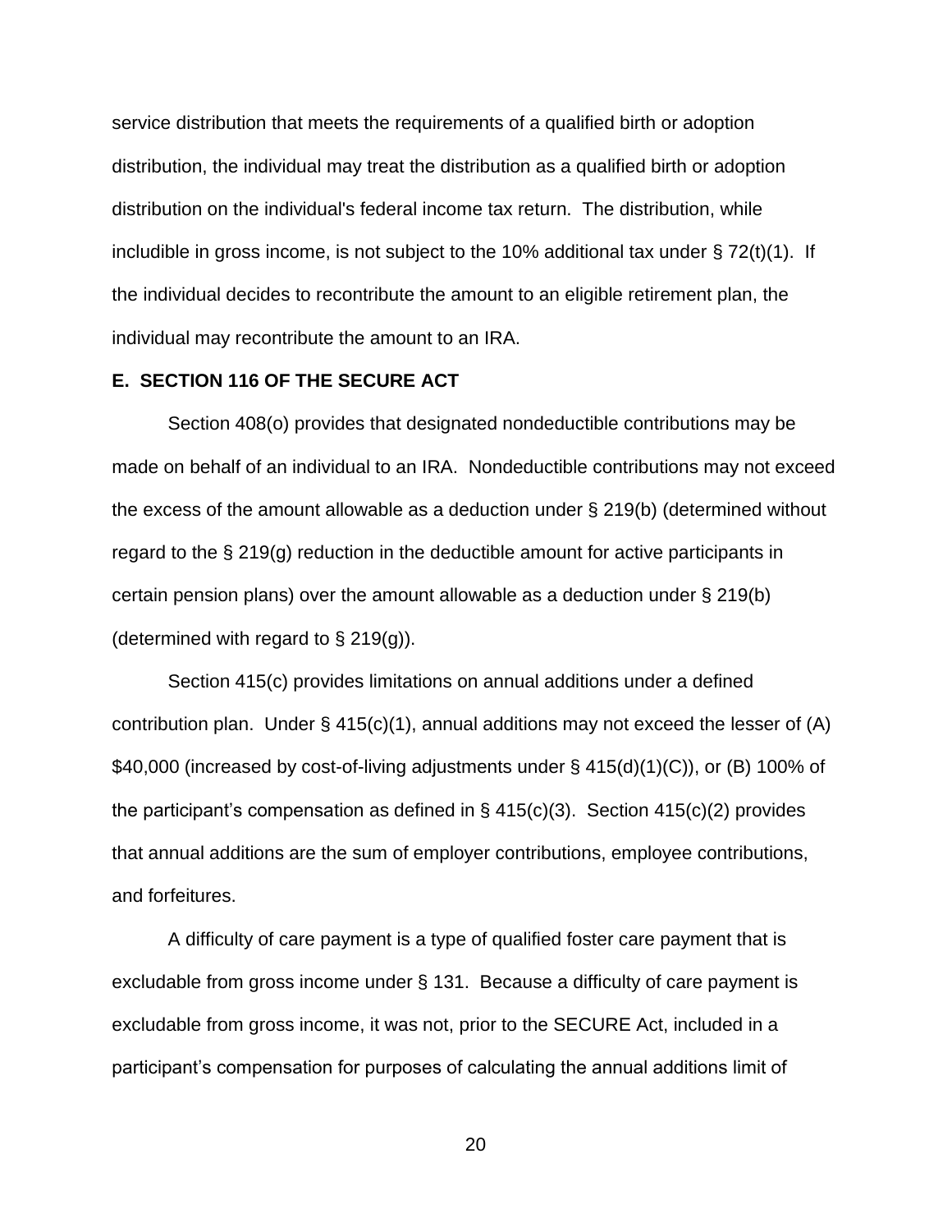service distribution that meets the requirements of a qualified birth or adoption distribution, the individual may treat the distribution as a qualified birth or adoption distribution on the individual's federal income tax return. The distribution, while includible in gross income, is not subject to the 10% additional tax under § 72(t)(1). If the individual decides to recontribute the amount to an eligible retirement plan, the individual may recontribute the amount to an IRA.

**E. SECTION 116 OF THE SECURE ACT**

Section 408(o) provides that designated nondeductible contributions may be made on behalf of an individual to an IRA. Nondeductible contributions may not exceed the excess of the amount allowable as a deduction under § 219(b) (determined without regard to the § 219(g) reduction in the deductible amount for active participants in certain pension plans) over the amount allowable as a deduction under § 219(b) (determined with regard to § 219(g)).

Section 415(c) provides limitations on annual additions under a defined contribution plan. Under § 415(c)(1), annual additions may not exceed the lesser of (A) $40,000 (increased by cost-of-living adjustments under § 415(d)(1)(C)), or (B) 100% of the participant's compensation as defined in § 415(c)(3). Section 415(c)(2) provides that annual additions are the sum of employer contributions, employee contributions, and forfeitures.

A difficulty of care payment is a type of qualified foster care payment that is excludable from gross income under § 131. Because a difficulty of care payment is excludable from gross income, it was not, prior to the SECURE Act, included in a participant's compensation for purposes of calculating the annual additions limit of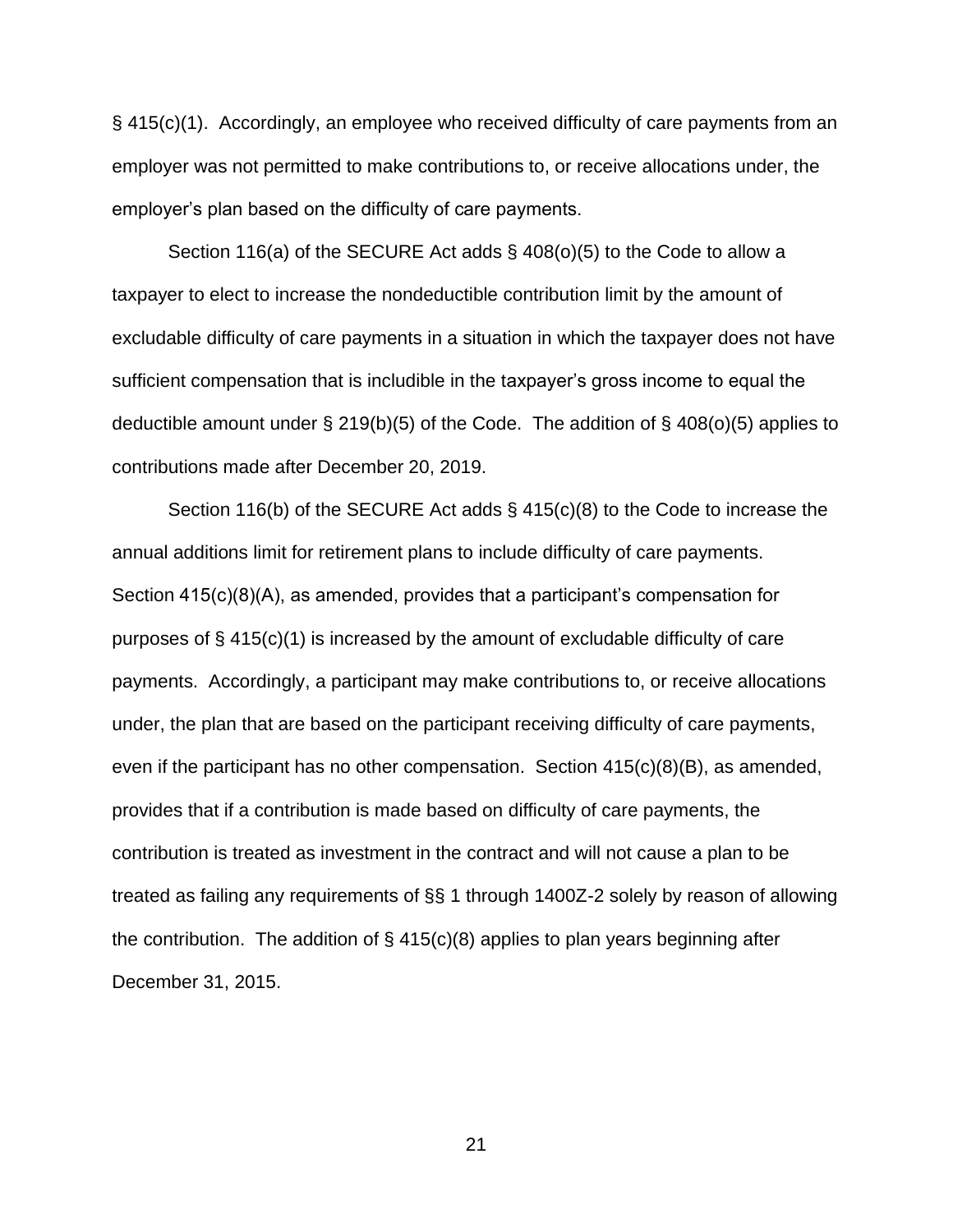§ 415(c)(1). Accordingly, an employee who received difficulty of care payments from an employer was not permitted to make contributions to, or receive allocations under, the employer's plan based on the difficulty of care payments.

Section 116(a) of the SECURE Act adds § 408(o)(5) to the Code to allow a taxpayer to elect to increase the nondeductible contribution limit by the amount of excludable difficulty of care payments in a situation in which the taxpayer does not have sufficient compensation that is includible in the taxpayer's gross income to equal the deductible amount under § 219(b)(5) of the Code. The addition of § 408(o)(5) applies to contributions made after December 20, 2019.

Section 116(b) of the SECURE Act adds § 415(c)(8) to the Code to increase the annual additions limit for retirement plans to include difficulty of care payments. Section 415(c)(8)(A), as amended, provides that a participant's compensation for purposes of § 415(c)(1) is increased by the amount of excludable difficulty of care payments. Accordingly, a participant may make contributions to, or receive allocations under, the plan that are based on the participant receiving difficulty of care payments, even if the participant has no other compensation. Section 415(c)(8)(B), as amended, provides that if a contribution is made based on difficulty of care payments, the contribution is treated as investment in the contract and will not cause a plan to be treated as failing any requirements of §§ 1 through 1400Z-2 solely by reason of allowing the contribution. The addition of § 415(c)(8) applies to plan years beginning after December 31, 2015.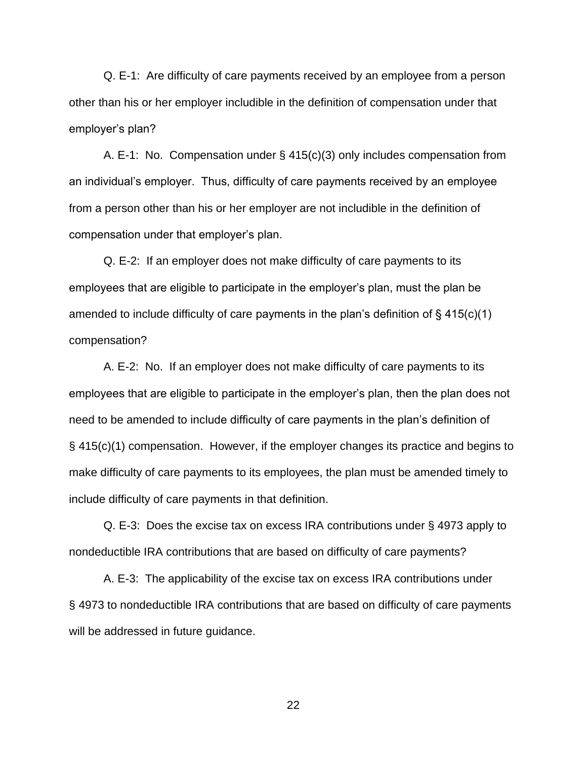Q. E-1: Are difficulty of care payments received by an employee from a person other than his or her employer includible in the definition of compensation under that employer's plan?

A. E-1: No. Compensation under § 415(c)(3) only includes compensation from an individual's employer. Thus, difficulty of care payments received by an employee from a person other than his or her employer are not includible in the definition of compensation under that employer's plan.

Q. E-2: If an employer does not make difficulty of care payments to its employees that are eligible to participate in the employer's plan, must the plan be amended to include difficulty of care payments in the plan's definition of § 415(c)(1) compensation?

A. E-2: No. If an employer does not make difficulty of care payments to its employees that are eligible to participate in the employer's plan, then the plan does not need to be amended to include difficulty of care payments in the plan's definition of § 415(c)(1) compensation. However, if the employer changes its practice and begins to make difficulty of care payments to its employees, the plan must be amended timely to include difficulty of care payments in that definition.

Q. E-3: Does the excise tax on excess IRA contributions under § 4973 apply to nondeductible IRA contributions that are based on difficulty of care payments?

A. E-3: The applicability of the excise tax on excess IRA contributions under § 4973 to nondeductible IRA contributions that are based on difficulty of care payments will be addressed in future guidance.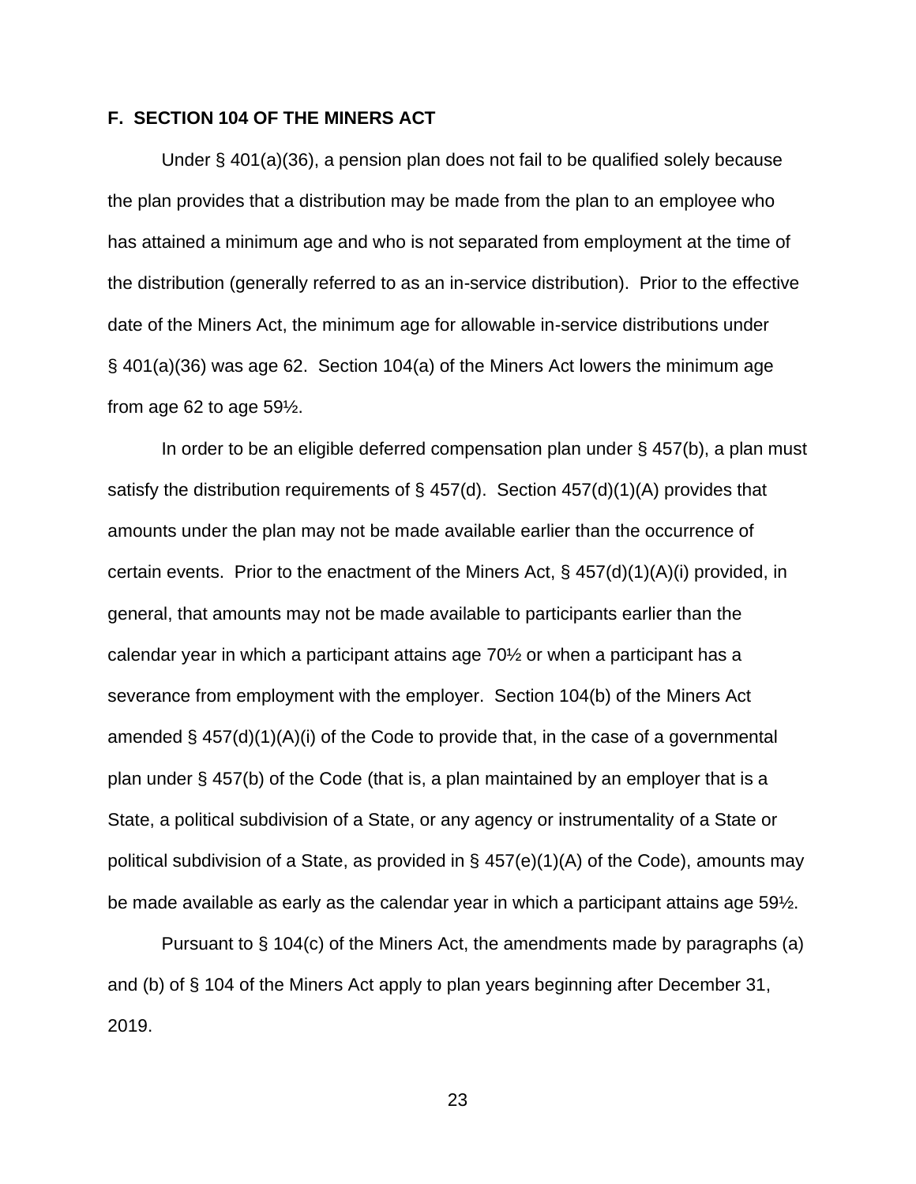## F. SECTION 104 OF THE MINERS ACT

Under § 401(a)(36), a pension plan does not fail to be qualified solely because the plan provides that a distribution may be made from the plan to an employee who has attained a minimum age and who is not separated from employment at the time of the distribution (generally referred to as an in-service distribution). Prior to the effective date of the Miners Act, the minimum age for allowable in-service distributions under § 401(a)(36) was age 62. Section 104(a) of the Miners Act lowers the minimum age from age 62 to age 59½.

In order to be an eligible deferred compensation plan under § 457(b), a plan must satisfy the distribution requirements of § 457(d). Section 457(d)(1)(A) provides that amounts under the plan may not be made available earlier than the occurrence of certain events. Prior to the enactment of the Miners Act, § 457(d)(1)(A)(i) provided, in general, that amounts may not be made available to participants earlier than the calendar year in which a participant attains age 70½ or when a participant has a severance from employment with the employer. Section 104(b) of the Miners Act amended § 457(d)(1)(A)(i) of the Code to provide that, in the case of a governmental plan under § 457(b) of the Code (that is, a plan maintained by an employer that is a State, a political subdivision of a State, or any agency or instrumentality of a State or political subdivision of a State, as provided in § 457(e)(1)(A) of the Code), amounts may be made available as early as the calendar year in which a participant attains age 59½.

Pursuant to § 104(c) of the Miners Act, the amendments made by paragraphs (a) and (b) of § 104 of the Miners Act apply to plan years beginning after December 31, 2019.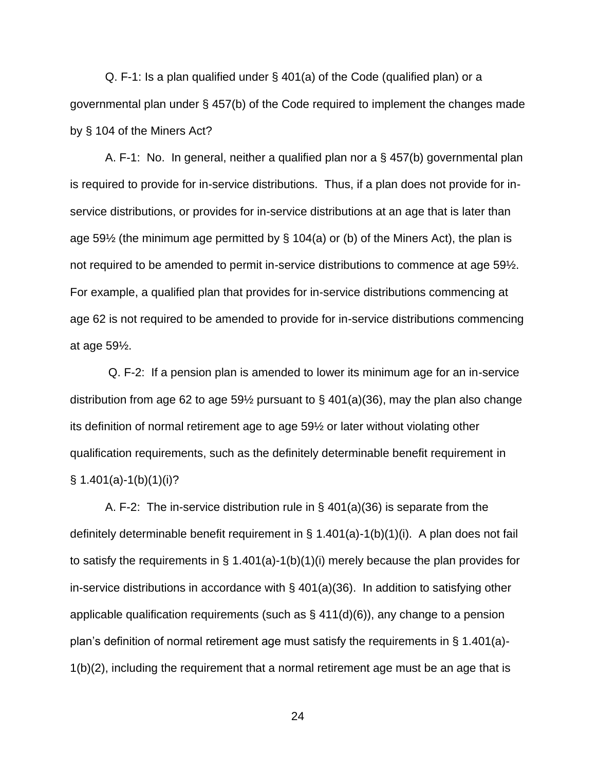Q. F-1: Is a plan qualified under § 401(a) of the Code (qualified plan) or a governmental plan under § 457(b) of the Code required to implement the changes made by § 104 of the Miners Act?

A. F-1: No. In general, neither a qualified plan nor a § 457(b) governmental plan is required to provide for in-service distributions. Thus, if a plan does not provide for in-service distributions, or provides for in-service distributions at an age that is later than age 59½ (the minimum age permitted by § 104(a) or (b) of the Miners Act), the plan is not required to be amended to permit in-service distributions to commence at age 59½. For example, a qualified plan that provides for in-service distributions commencing at age 62 is not required to be amended to provide for in-service distributions commencing at age 59½.

Q. F-2: If a pension plan is amended to lower its minimum age for an in-service distribution from age 62 to age 59½ pursuant to § 401(a)(36), may the plan also change its definition of normal retirement age to age 59½ or later without violating other qualification requirements, such as the definitely determinable benefit requirement in § 1.401(a)-1(b)(1)(i)?

A. F-2: The in-service distribution rule in § 401(a)(36) is separate from the definitely determinable benefit requirement in § 1.401(a)-1(b)(1)(i). A plan does not fail to satisfy the requirements in § 1.401(a)-1(b)(1)(i) merely because the plan provides for in-service distributions in accordance with § 401(a)(36). In addition to satisfying other applicable qualification requirements (such as § 411(d)(6)), any change to a pension plan's definition of normal retirement age must satisfy the requirements in § 1.401(a)-1(b)(2), including the requirement that a normal retirement age must be an age that is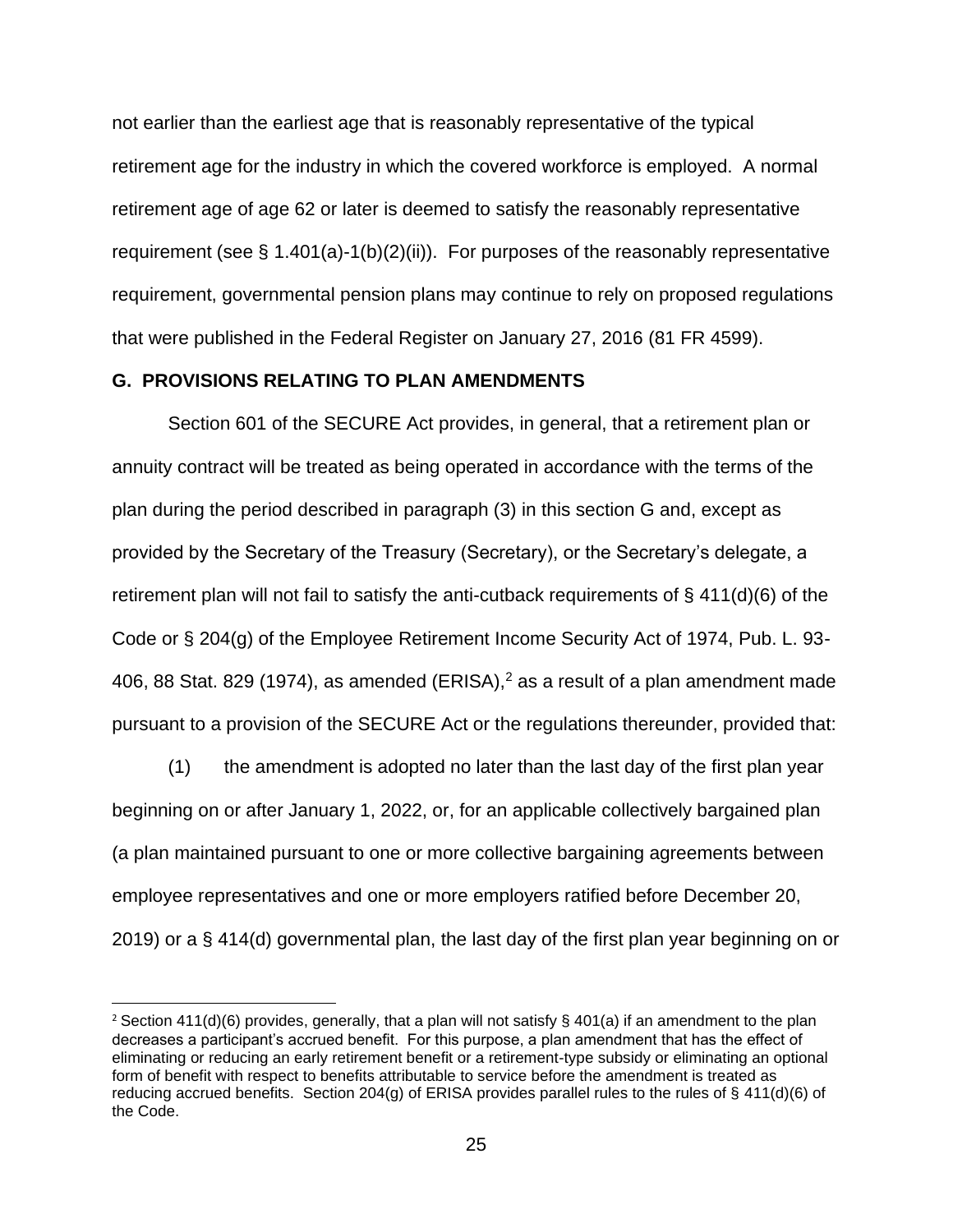not earlier than the earliest age that is reasonably representative of the typical retirement age for the industry in which the covered workforce is employed. A normal retirement age of age 62 or later is deemed to satisfy the reasonably representative requirement (see § 1.401(a)-1(b)(2)(ii)). For purposes of the reasonably representative requirement, governmental pension plans may continue to rely on proposed regulations that were published in the Federal Register on January 27, 2016 (81 FR 4599).

## G. PROVISIONS RELATING TO PLAN AMENDMENTS

Section 601 of the SECURE Act provides, in general, that a retirement plan or annuity contract will be treated as being operated in accordance with the terms of the plan during the period described in paragraph (3) in this section G and, except as provided by the Secretary of the Treasury (Secretary), or the Secretary's delegate, a retirement plan will not fail to satisfy the anti-cutback requirements of § 411(d)(6) of the Code or § 204(g) of the Employee Retirement Income Security Act of 1974, Pub. L. 93-406, 88 Stat. 829 (1974), as amended (ERISA),[2] as a result of a plan amendment made pursuant to a provision of the SECURE Act or the regulations thereunder, provided that:

(1) the amendment is adopted no later than the last day of the first plan year beginning on or after January 1, 2022, or, for an applicable collectively bargained plan (a plan maintained pursuant to one or more collective bargaining agreements between employee representatives and one or more employers ratified before December 20, 2019) or a § 414(d) governmental plan, the last day of the first plan year beginning on or

[2] Section 411(d)(6) provides, generally, that a plan will not satisfy § 401(a) if an amendment to the plan decreases a participant's accrued benefit. For this purpose, a plan amendment that has the effect of eliminating or reducing an early retirement benefit or a retirement-type subsidy or eliminating an optional form of benefit with respect to benefits attributable to service before the amendment is treated as reducing accrued benefits. Section 204(g) of ERISA provides parallel rules to the rules of § 411(d)(6) of the Code.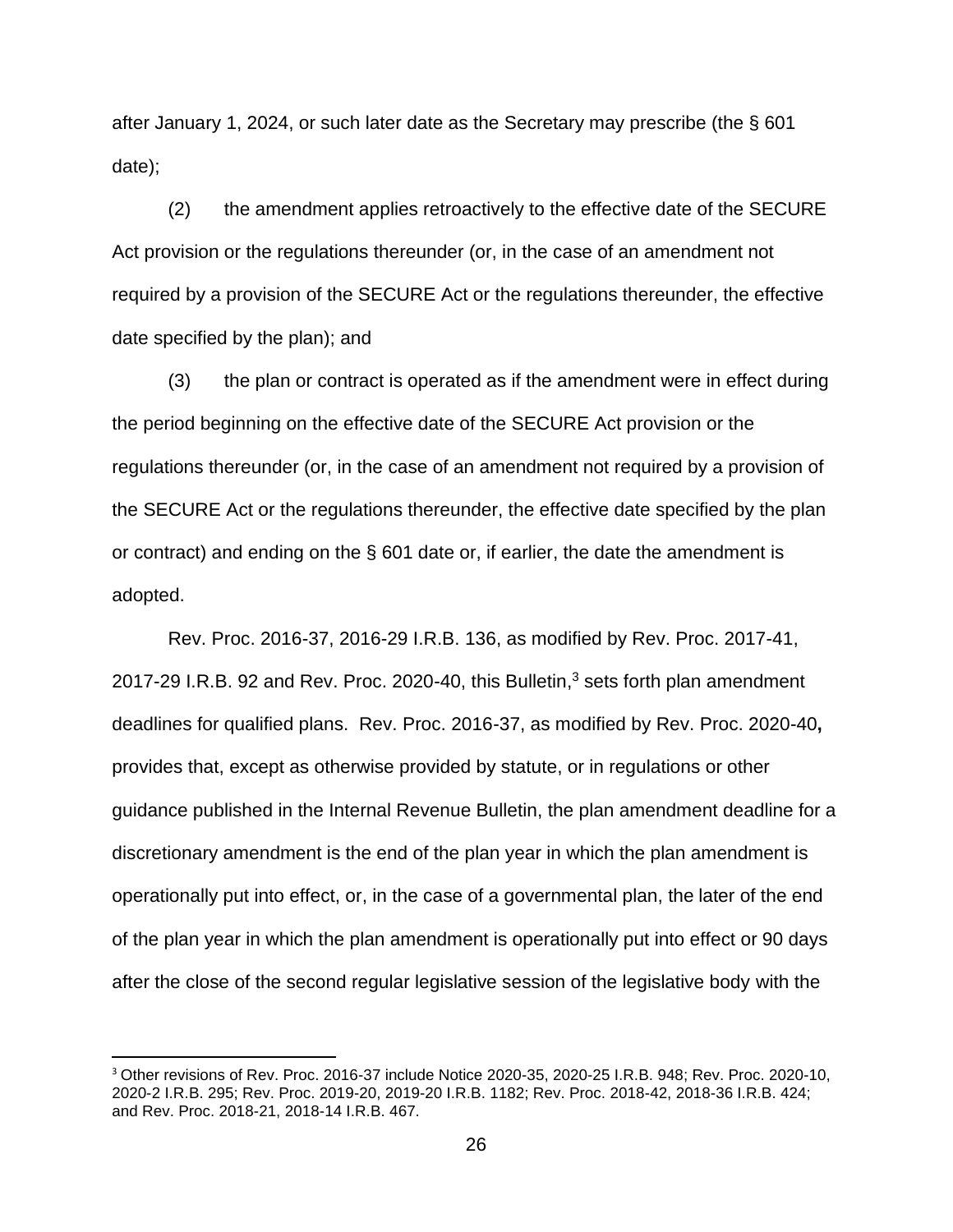after January 1, 2024, or such later date as the Secretary may prescribe (the § 601 date);

(2) the amendment applies retroactively to the effective date of the SECURE Act provision or the regulations thereunder (or, in the case of an amendment not required by a provision of the SECURE Act or the regulations thereunder, the effective date specified by the plan); and

(3) the plan or contract is operated as if the amendment were in effect during the period beginning on the effective date of the SECURE Act provision or the regulations thereunder (or, in the case of an amendment not required by a provision of the SECURE Act or the regulations thereunder, the effective date specified by the plan or contract) and ending on the § 601 date or, if earlier, the date the amendment is adopted.

Rev. Proc. 2016-37, 2016-29 I.R.B. 136, as modified by Rev. Proc. 2017-41, 2017-29 I.R.B. 92 and Rev. Proc. 2020-40, this Bulletin,[3] sets forth plan amendment deadlines for qualified plans. Rev. Proc. 2016-37, as modified by Rev. Proc. 2020-40**,** provides that, except as otherwise provided by statute, or in regulations or other guidance published in the Internal Revenue Bulletin, the plan amendment deadline for a discretionary amendment is the end of the plan year in which the plan amendment is operationally put into effect, or, in the case of a governmental plan, the later of the end of the plan year in which the plan amendment is operationally put into effect or 90 days after the close of the second regular legislative session of the legislative body with the

---

[3] Other revisions of Rev. Proc. 2016-37 include Notice 2020-35, 2020-25 I.R.B. 948; Rev. Proc. 2020-10, 2020-2 I.R.B. 295; Rev. Proc. 2019-20, 2019-20 I.R.B. 1182; Rev. Proc. 2018-42, 2018-36 I.R.B. 424; and Rev. Proc. 2018-21, 2018-14 I.R.B. 467.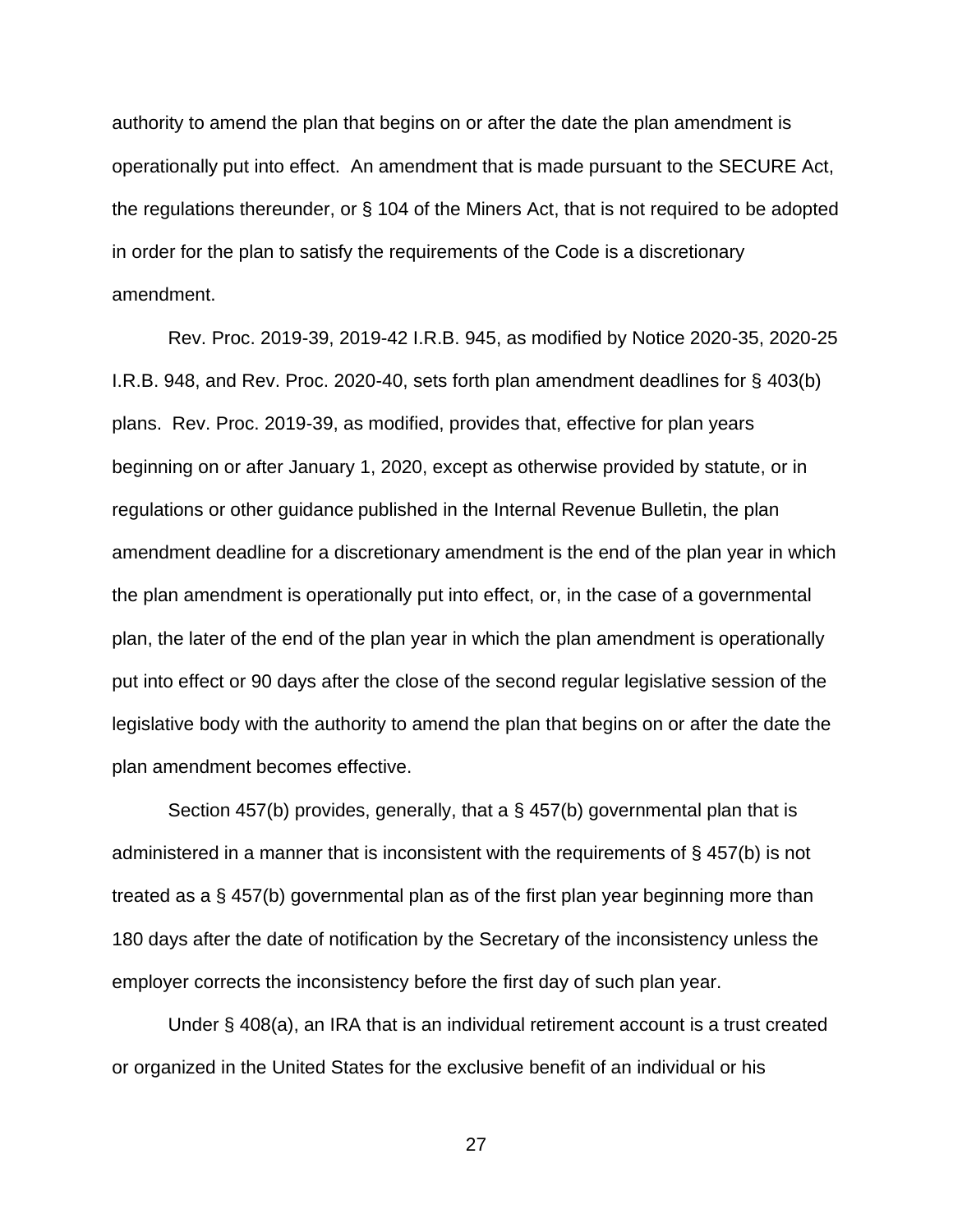authority to amend the plan that begins on or after the date the plan amendment is operationally put into effect. An amendment that is made pursuant to the SECURE Act, the regulations thereunder, or § 104 of the Miners Act, that is not required to be adopted in order for the plan to satisfy the requirements of the Code is a discretionary amendment.

Rev. Proc. 2019-39, 2019-42 I.R.B. 945, as modified by Notice 2020-35, 2020-25 I.R.B. 948, and Rev. Proc. 2020-40, sets forth plan amendment deadlines for § 403(b) plans. Rev. Proc. 2019-39, as modified, provides that, effective for plan years beginning on or after January 1, 2020, except as otherwise provided by statute, or in regulations or other guidance published in the Internal Revenue Bulletin, the plan amendment deadline for a discretionary amendment is the end of the plan year in which the plan amendment is operationally put into effect, or, in the case of a governmental plan, the later of the end of the plan year in which the plan amendment is operationally put into effect or 90 days after the close of the second regular legislative session of the legislative body with the authority to amend the plan that begins on or after the date the plan amendment becomes effective.

Section 457(b) provides, generally, that a § 457(b) governmental plan that is administered in a manner that is inconsistent with the requirements of § 457(b) is not treated as a § 457(b) governmental plan as of the first plan year beginning more than 180 days after the date of notification by the Secretary of the inconsistency unless the employer corrects the inconsistency before the first day of such plan year.

Under § 408(a), an IRA that is an individual retirement account is a trust created or organized in the United States for the exclusive benefit of an individual or his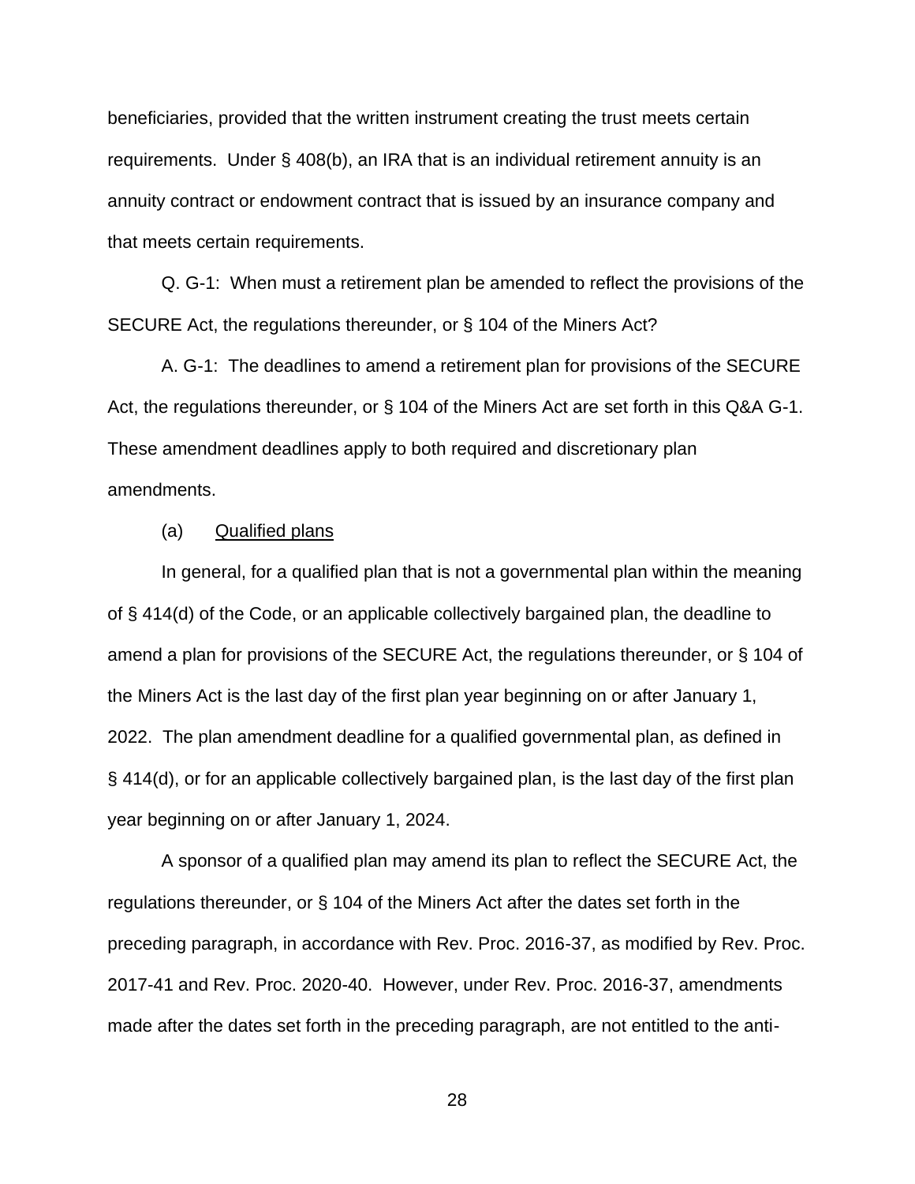beneficiaries, provided that the written instrument creating the trust meets certain requirements. Under § 408(b), an IRA that is an individual retirement annuity is an annuity contract or endowment contract that is issued by an insurance company and that meets certain requirements.

Q. G-1: When must a retirement plan be amended to reflect the provisions of the SECURE Act, the regulations thereunder, or § 104 of the Miners Act?

A. G-1: The deadlines to amend a retirement plan for provisions of the SECURE Act, the regulations thereunder, or § 104 of the Miners Act are set forth in this Q&A G-1. These amendment deadlines apply to both required and discretionary plan amendments.

(a) Qualified plans

In general, for a qualified plan that is not a governmental plan within the meaning of § 414(d) of the Code, or an applicable collectively bargained plan, the deadline to amend a plan for provisions of the SECURE Act, the regulations thereunder, or § 104 of the Miners Act is the last day of the first plan year beginning on or after January 1, 2022. The plan amendment deadline for a qualified governmental plan, as defined in § 414(d), or for an applicable collectively bargained plan, is the last day of the first plan year beginning on or after January 1, 2024.

A sponsor of a qualified plan may amend its plan to reflect the SECURE Act, the regulations thereunder, or § 104 of the Miners Act after the dates set forth in the preceding paragraph, in accordance with Rev. Proc. 2016-37, as modified by Rev. Proc. 2017-41 and Rev. Proc. 2020-40. However, under Rev. Proc. 2016-37, amendments made after the dates set forth in the preceding paragraph, are not entitled to the anti-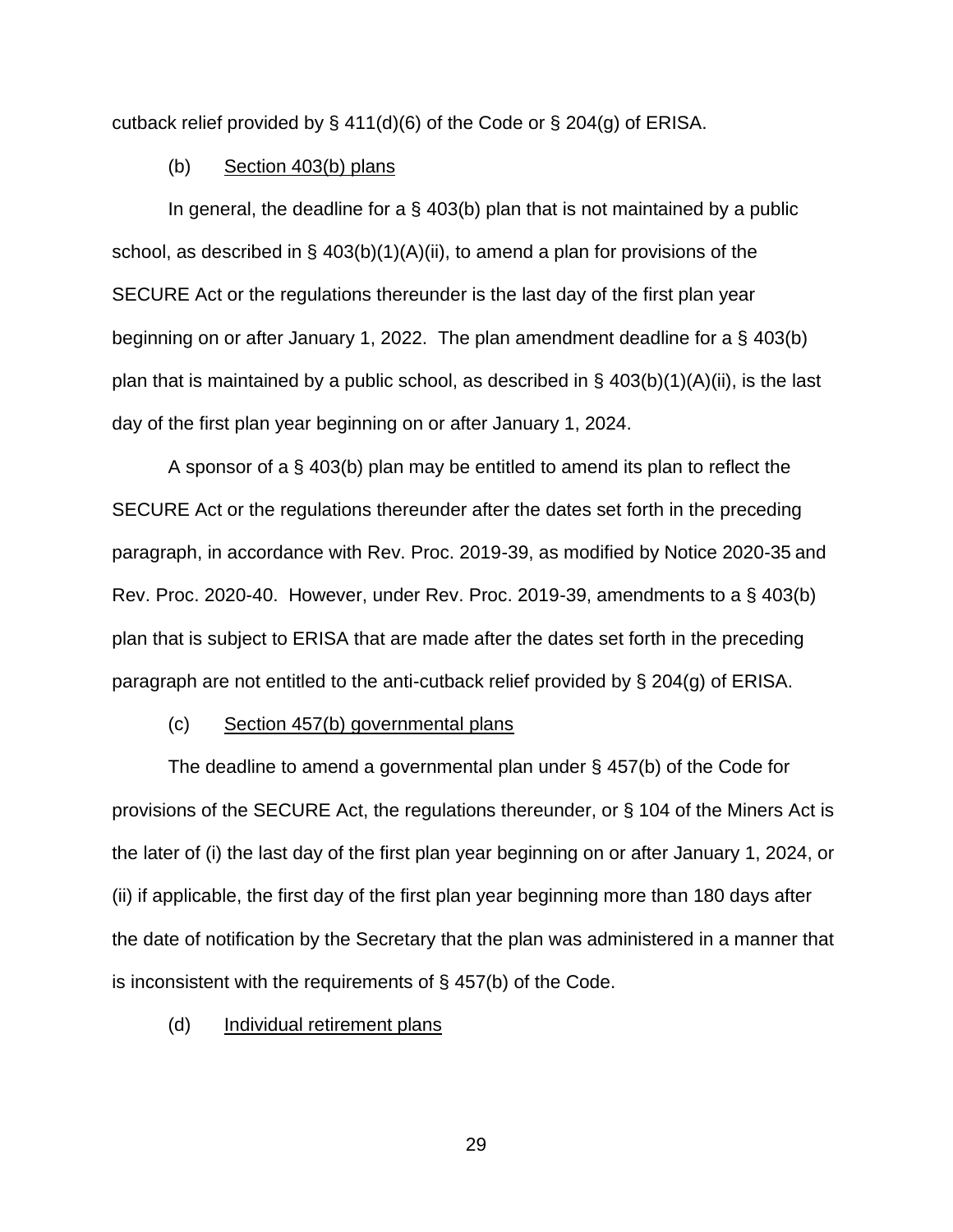cutback relief provided by § 411(d)(6) of the Code or § 204(g) of ERISA.

(b) Section 403(b) plans

In general, the deadline for a § 403(b) plan that is not maintained by a public school, as described in § 403(b)(1)(A)(ii), to amend a plan for provisions of the SECURE Act or the regulations thereunder is the last day of the first plan year beginning on or after January 1, 2022. The plan amendment deadline for a § 403(b) plan that is maintained by a public school, as described in § 403(b)(1)(A)(ii), is the last day of the first plan year beginning on or after January 1, 2024.

A sponsor of a § 403(b) plan may be entitled to amend its plan to reflect the SECURE Act or the regulations thereunder after the dates set forth in the preceding paragraph, in accordance with Rev. Proc. 2019-39, as modified by Notice 2020-35 and Rev. Proc. 2020-40. However, under Rev. Proc. 2019-39, amendments to a § 403(b) plan that is subject to ERISA that are made after the dates set forth in the preceding paragraph are not entitled to the anti-cutback relief provided by § 204(g) of ERISA.

(c) Section 457(b) governmental plans

The deadline to amend a governmental plan under § 457(b) of the Code for provisions of the SECURE Act, the regulations thereunder, or § 104 of the Miners Act is the later of (i) the last day of the first plan year beginning on or after January 1, 2024, or (ii) if applicable, the first day of the first plan year beginning more than 180 days after the date of notification by the Secretary that the plan was administered in a manner that is inconsistent with the requirements of § 457(b) of the Code.

(d) Individual retirement plans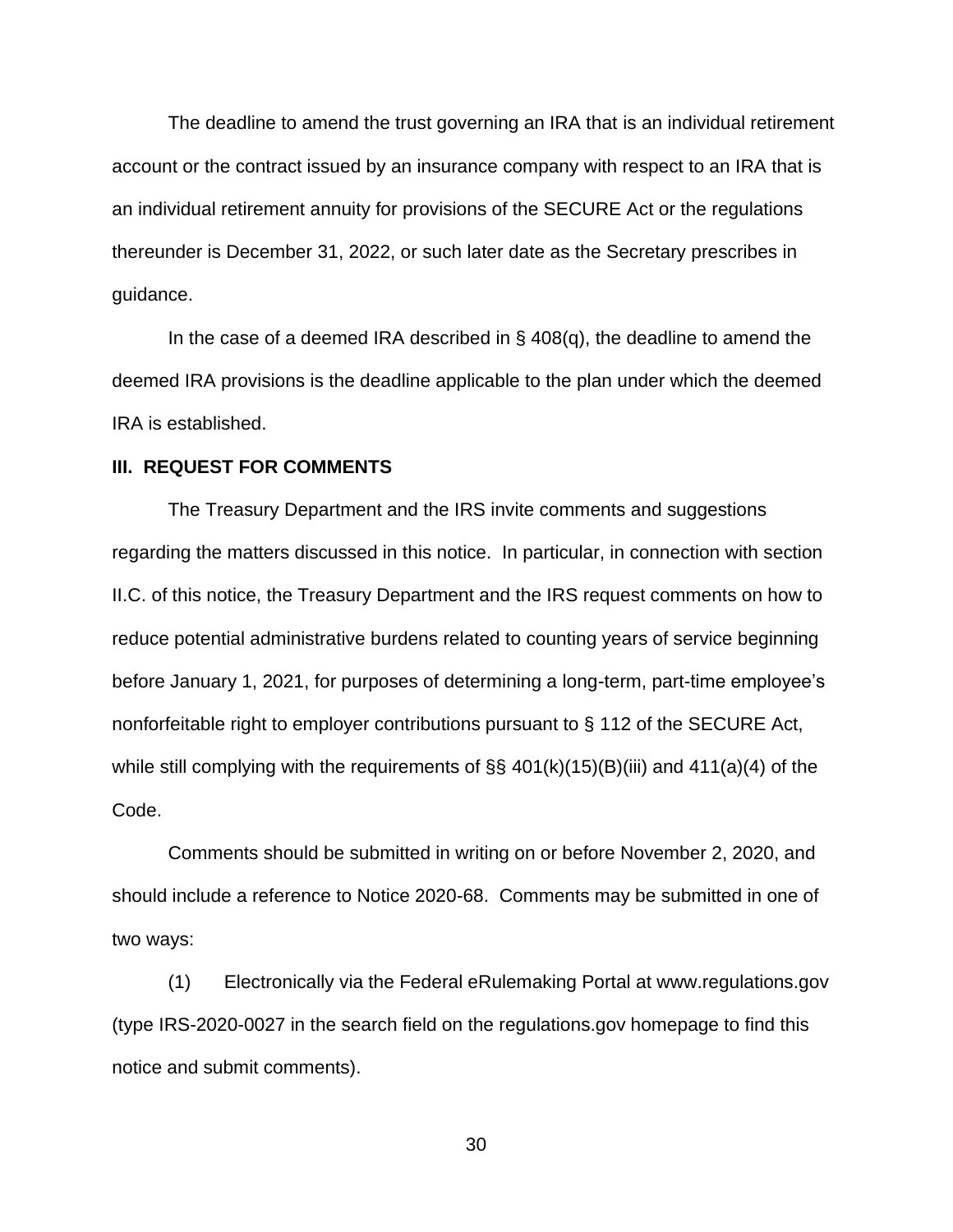The deadline to amend the trust governing an IRA that is an individual retirement account or the contract issued by an insurance company with respect to an IRA that is an individual retirement annuity for provisions of the SECURE Act or the regulations thereunder is December 31, 2022, or such later date as the Secretary prescribes in guidance.

In the case of a deemed IRA described in § 408(q), the deadline to amend the deemed IRA provisions is the deadline applicable to the plan under which the deemed IRA is established.

### III. REQUEST FOR COMMENTS

The Treasury Department and the IRS invite comments and suggestions regarding the matters discussed in this notice. In particular, in connection with section II.C. of this notice, the Treasury Department and the IRS request comments on how to reduce potential administrative burdens related to counting years of service beginning before January 1, 2021, for purposes of determining a long-term, part-time employee's nonforfeitable right to employer contributions pursuant to § 112 of the SECURE Act, while still complying with the requirements of §§ 401(k)(15)(B)(iii) and 411(a)(4) of the Code.

Comments should be submitted in writing on or before November 2, 2020, and should include a reference to Notice 2020-68. Comments may be submitted in one of two ways:

(1) Electronically via the Federal eRulemaking Portal at www.regulations.gov (type IRS-2020-0027 in the search field on the regulations.gov homepage to find this notice and submit comments).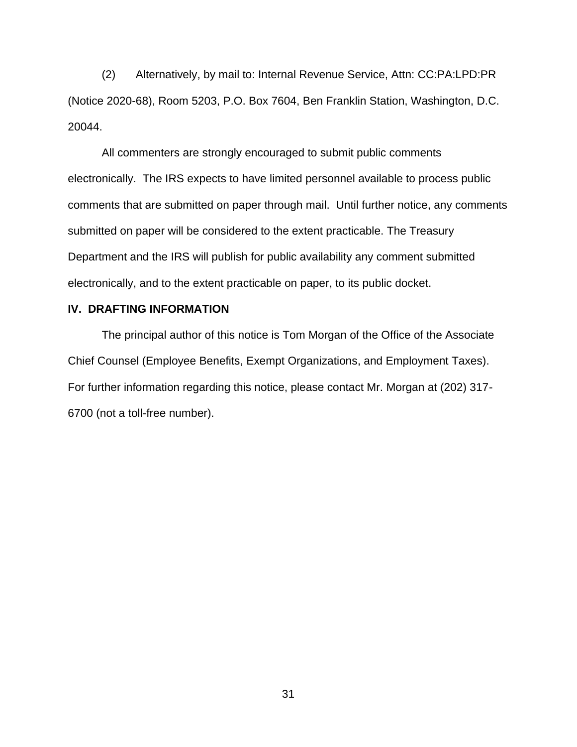(2) Alternatively, by mail to: Internal Revenue Service, Attn: CC:PA:LPD:PR (Notice 2020-68), Room 5203, P.O. Box 7604, Ben Franklin Station, Washington, D.C. 20044.

All commenters are strongly encouraged to submit public comments electronically. The IRS expects to have limited personnel available to process public comments that are submitted on paper through mail. Until further notice, any comments submitted on paper will be considered to the extent practicable. The Treasury Department and the IRS will publish for public availability any comment submitted electronically, and to the extent practicable on paper, to its public docket.

## IV. DRAFTING INFORMATION

The principal author of this notice is Tom Morgan of the Office of the Associate Chief Counsel (Employee Benefits, Exempt Organizations, and Employment Taxes). For further information regarding this notice, please contact Mr. Morgan at (202) 317-6700 (not a toll-free number).